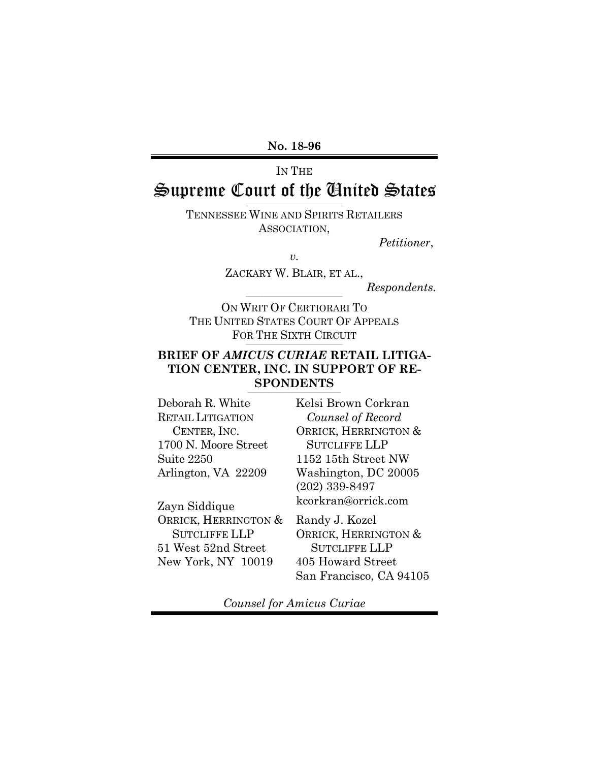**No. 18-96**

IN THE

# Supreme Court of the United States

TENNESSEE WINE AND SPIRITS RETAILERS ASSOCIATION,

*Petitioner*,

*v.*

ZACKARY W. BLAIR, ET AL.,

*Respondents.*

ON WRIT OF CERTIORARI TO THE UNITED STATES COURT OF APPEALS FOR THE SIXTH CIRCUIT

**BRIEF OF *AMICUS CURIAE* RETAIL LITIGATION CENTER, INC. IN SUPPORT OF RESPONDENTS**

Deborah R. White
RETAIL LITIGATION CENTER, INC.
1700 N. Moore Street
Suite 2250
Arlington, VA 22209

Zayn Siddique
ORRICK, HERRINGTON & SUTCLIFFE LLP
51 West 52nd Street
New York, NY 10019

Kelsi Brown Corkran
*Counsel of Record*
ORRICK, HERRINGTON & SUTCLIFFE LLP
1152 15th Street NW
Washington, DC 20005
(202) 339-8497
kcorkran@orrick.com

Randy J. Kozel
ORRICK, HERRINGTON & SUTCLIFFE LLP
405 Howard Street
San Francisco, CA 94105

*Counsel for Amicus Curiae*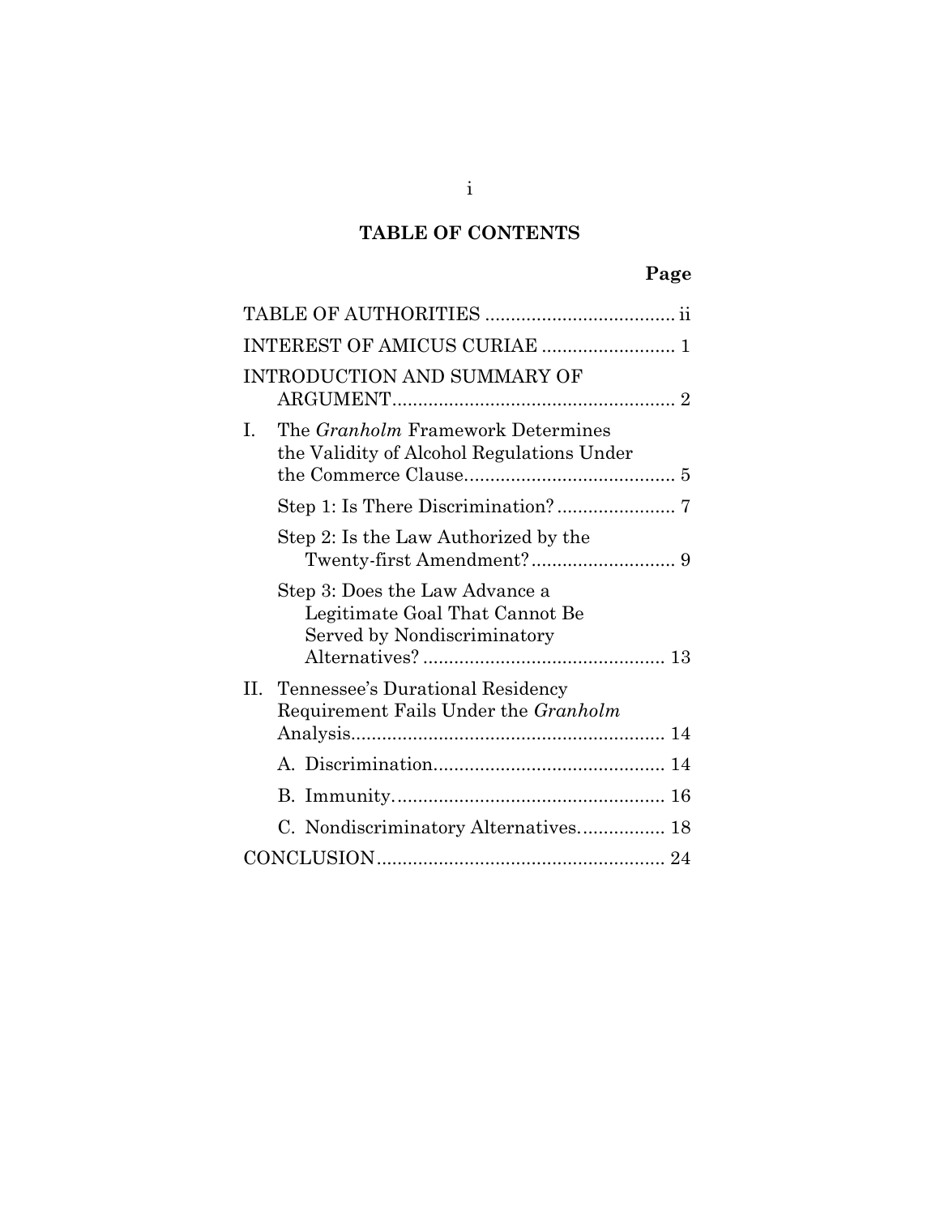## TABLE OF CONTENTS

| | Page |
|---|---|
| TABLE OF AUTHORITIES | ii |
| INTEREST OF AMICUS CURIAE | 1 |
| INTRODUCTION AND SUMMARY OF ARGUMENT | 2 |
| I. The *Granholm* Framework Determines the Validity of Alcohol Regulations Under the Commerce Clause | 5 |
| Step 1: Is There Discrimination? | 7 |
| Step 2: Is the Law Authorized by the Twenty-first Amendment? | 9 |
| Step 3: Does the Law Advance a Legitimate Goal That Cannot Be Served by Nondiscriminatory Alternatives? | 13 |
| II. Tennessee's Durational Residency Requirement Fails Under the *Granholm* Analysis | 14 |
| A. Discrimination | 14 |
| B. Immunity | 16 |
| C. Nondiscriminatory Alternatives | 18 |
| CONCLUSION | 24 |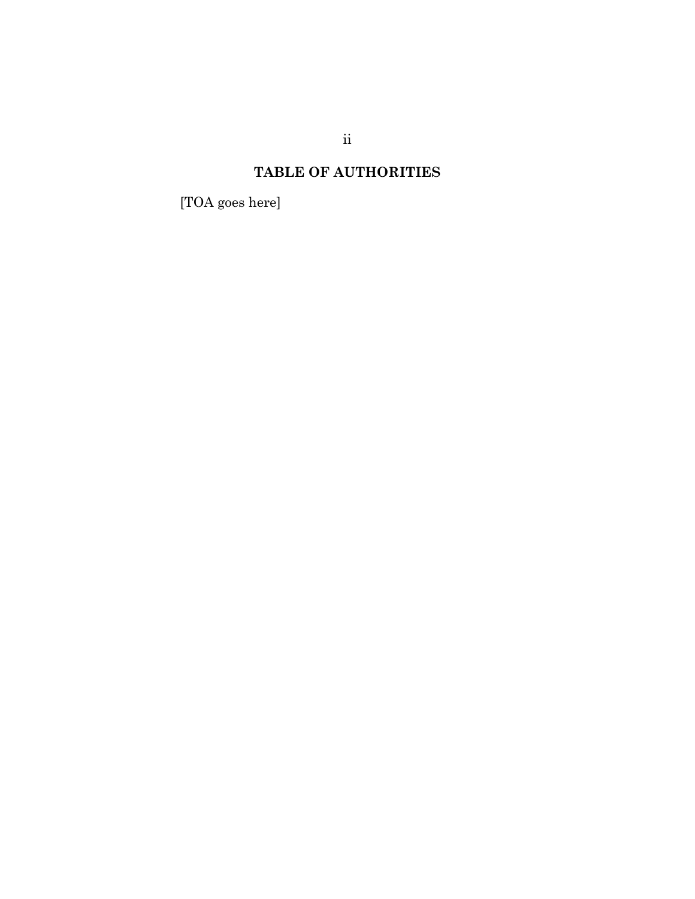## TABLE OF AUTHORITIES

[TOA goes here]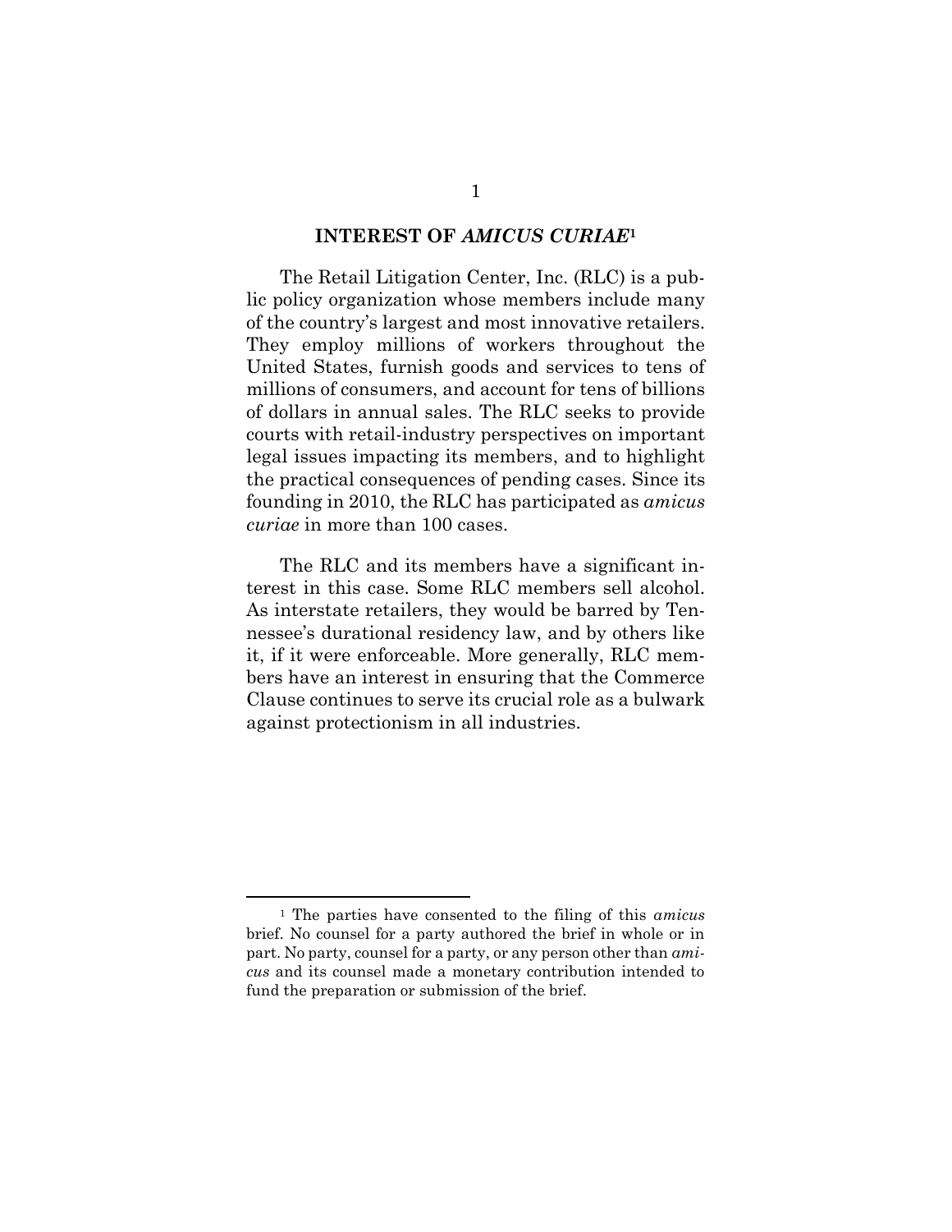## INTEREST OF *AMICUS CURIAE*[1]

The Retail Litigation Center, Inc. (RLC) is a public policy organization whose members include many of the country's largest and most innovative retailers. They employ millions of workers throughout the United States, furnish goods and services to tens of millions of consumers, and account for tens of billions of dollars in annual sales. The RLC seeks to provide courts with retail-industry perspectives on important legal issues impacting its members, and to highlight the practical consequences of pending cases. Since its founding in 2010, the RLC has participated as *amicus curiae* in more than 100 cases.

The RLC and its members have a significant interest in this case. Some RLC members sell alcohol. As interstate retailers, they would be barred by Tennessee's durational residency law, and by others like it, if it were enforceable. More generally, RLC members have an interest in ensuring that the Commerce Clause continues to serve its crucial role as a bulwark against protectionism in all industries.

---

[1] The parties have consented to the filing of this *amicus* brief. No counsel for a party authored the brief in whole or in part. No party, counsel for a party, or any person other than *amicus* and its counsel made a monetary contribution intended to fund the preparation or submission of the brief.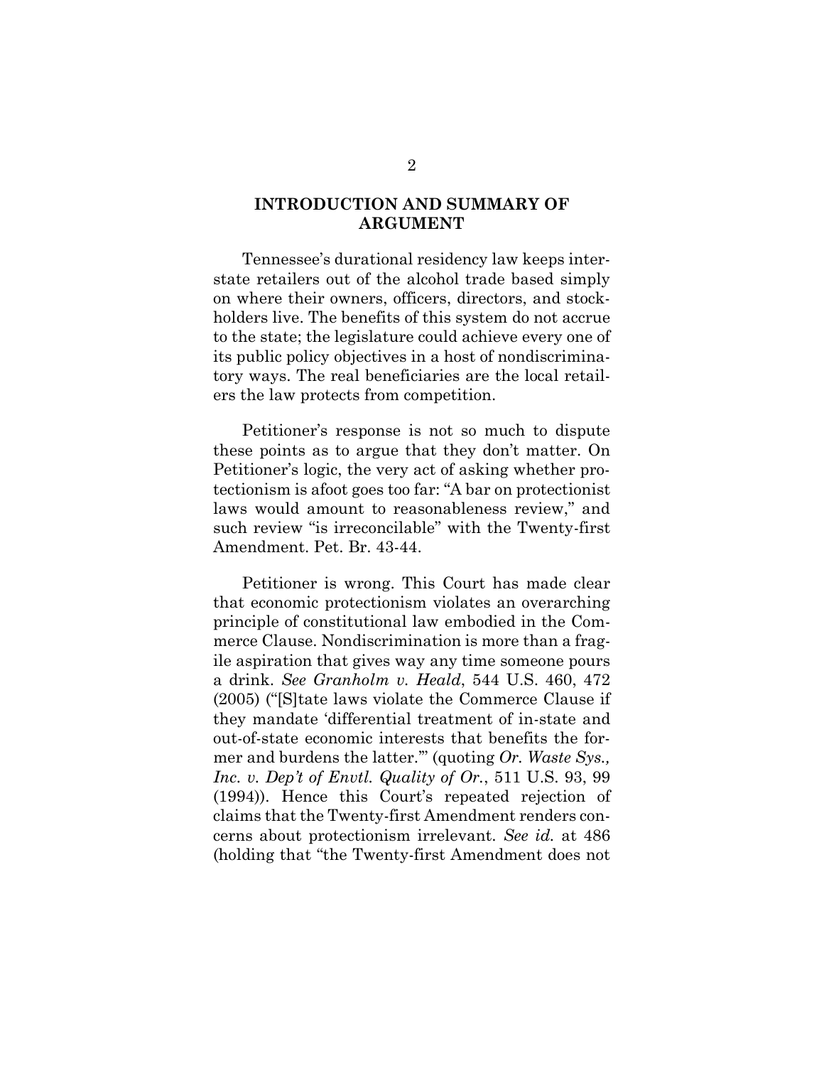## INTRODUCTION AND SUMMARY OF ARGUMENT

Tennessee's durational residency law keeps interstate retailers out of the alcohol trade based simply on where their owners, officers, directors, and stockholders live. The benefits of this system do not accrue to the state; the legislature could achieve every one of its public policy objectives in a host of nondiscriminatory ways. The real beneficiaries are the local retailers the law protects from competition.

Petitioner's response is not so much to dispute these points as to argue that they don't matter. On Petitioner's logic, the very act of asking whether protectionism is afoot goes too far: "A bar on protectionist laws would amount to reasonableness review," and such review "is irreconcilable" with the Twenty-first Amendment. Pet. Br. 43-44.

Petitioner is wrong. This Court has made clear that economic protectionism violates an overarching principle of constitutional law embodied in the Commerce Clause. Nondiscrimination is more than a fragile aspiration that gives way any time someone pours a drink. *See Granholm v. Heald*, 544 U.S. 460, 472 (2005) ("[S]tate laws violate the Commerce Clause if they mandate 'differential treatment of in-state and out-of-state economic interests that benefits the former and burdens the latter.'" (quoting *Or. Waste Sys., Inc. v. Dep't of Envtl. Quality of Or.*, 511 U.S. 93, 99 (1994)). Hence this Court's repeated rejection of claims that the Twenty-first Amendment renders concerns about protectionism irrelevant. *See id.* at 486 (holding that "the Twenty-first Amendment does not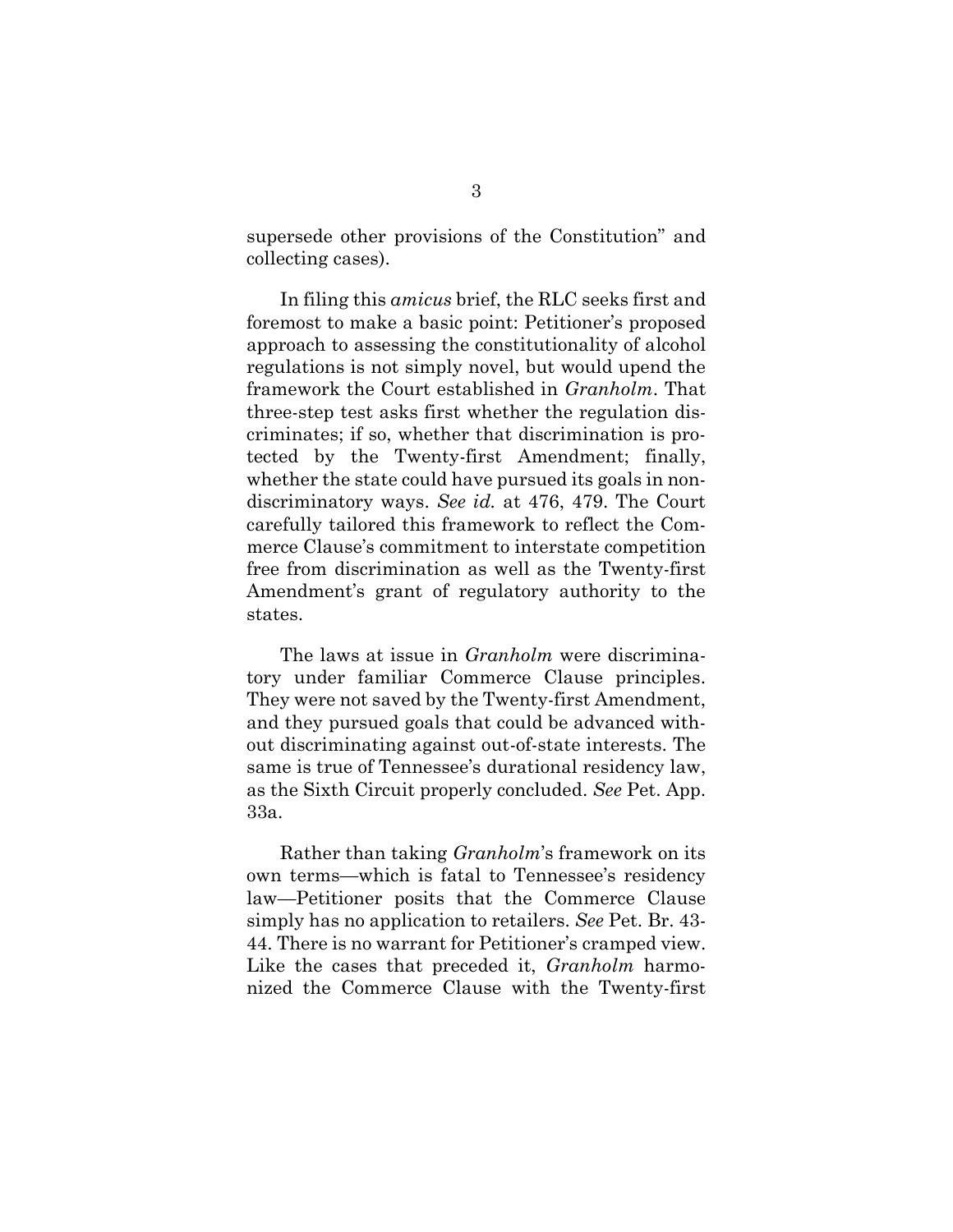supersede other provisions of the Constitution" and collecting cases).

In filing this *amicus* brief, the RLC seeks first and foremost to make a basic point: Petitioner's proposed approach to assessing the constitutionality of alcohol regulations is not simply novel, but would upend the framework the Court established in *Granholm*. That three-step test asks first whether the regulation discriminates; if so, whether that discrimination is protected by the Twenty-first Amendment; finally, whether the state could have pursued its goals in nondiscriminatory ways. *See id.* at 476, 479. The Court carefully tailored this framework to reflect the Commerce Clause's commitment to interstate competition free from discrimination as well as the Twenty-first Amendment's grant of regulatory authority to the states.

The laws at issue in *Granholm* were discriminatory under familiar Commerce Clause principles. They were not saved by the Twenty-first Amendment, and they pursued goals that could be advanced without discriminating against out-of-state interests. The same is true of Tennessee's durational residency law, as the Sixth Circuit properly concluded. *See* Pet. App. 33a.

Rather than taking *Granholm*'s framework on its own terms—which is fatal to Tennessee's residency law—Petitioner posits that the Commerce Clause simply has no application to retailers. *See* Pet. Br. 43-44. There is no warrant for Petitioner's cramped view. Like the cases that preceded it, *Granholm* harmonized the Commerce Clause with the Twenty-first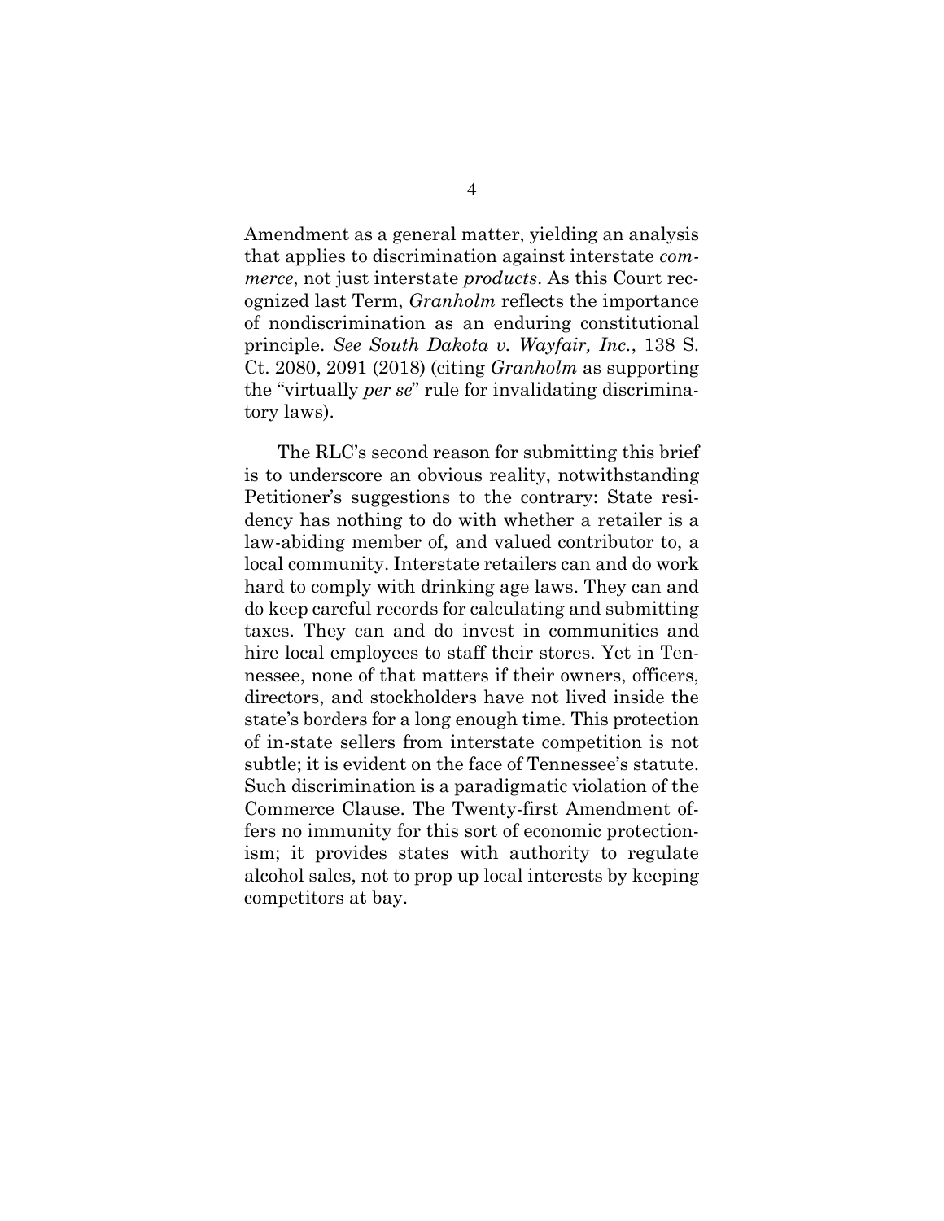Amendment as a general matter, yielding an analysis that applies to discrimination against interstate *commerce*, not just interstate *products*. As this Court recognized last Term, *Granholm* reflects the importance of nondiscrimination as an enduring constitutional principle. *See South Dakota v. Wayfair, Inc.*, 138 S. Ct. 2080, 2091 (2018) (citing *Granholm* as supporting the "virtually *per se*" rule for invalidating discriminatory laws).

The RLC's second reason for submitting this brief is to underscore an obvious reality, notwithstanding Petitioner's suggestions to the contrary: State residency has nothing to do with whether a retailer is a law-abiding member of, and valued contributor to, a local community. Interstate retailers can and do work hard to comply with drinking age laws. They can and do keep careful records for calculating and submitting taxes. They can and do invest in communities and hire local employees to staff their stores. Yet in Tennessee, none of that matters if their owners, officers, directors, and stockholders have not lived inside the state's borders for a long enough time. This protection of in-state sellers from interstate competition is not subtle; it is evident on the face of Tennessee's statute. Such discrimination is a paradigmatic violation of the Commerce Clause. The Twenty-first Amendment offers no immunity for this sort of economic protectionism; it provides states with authority to regulate alcohol sales, not to prop up local interests by keeping competitors at bay.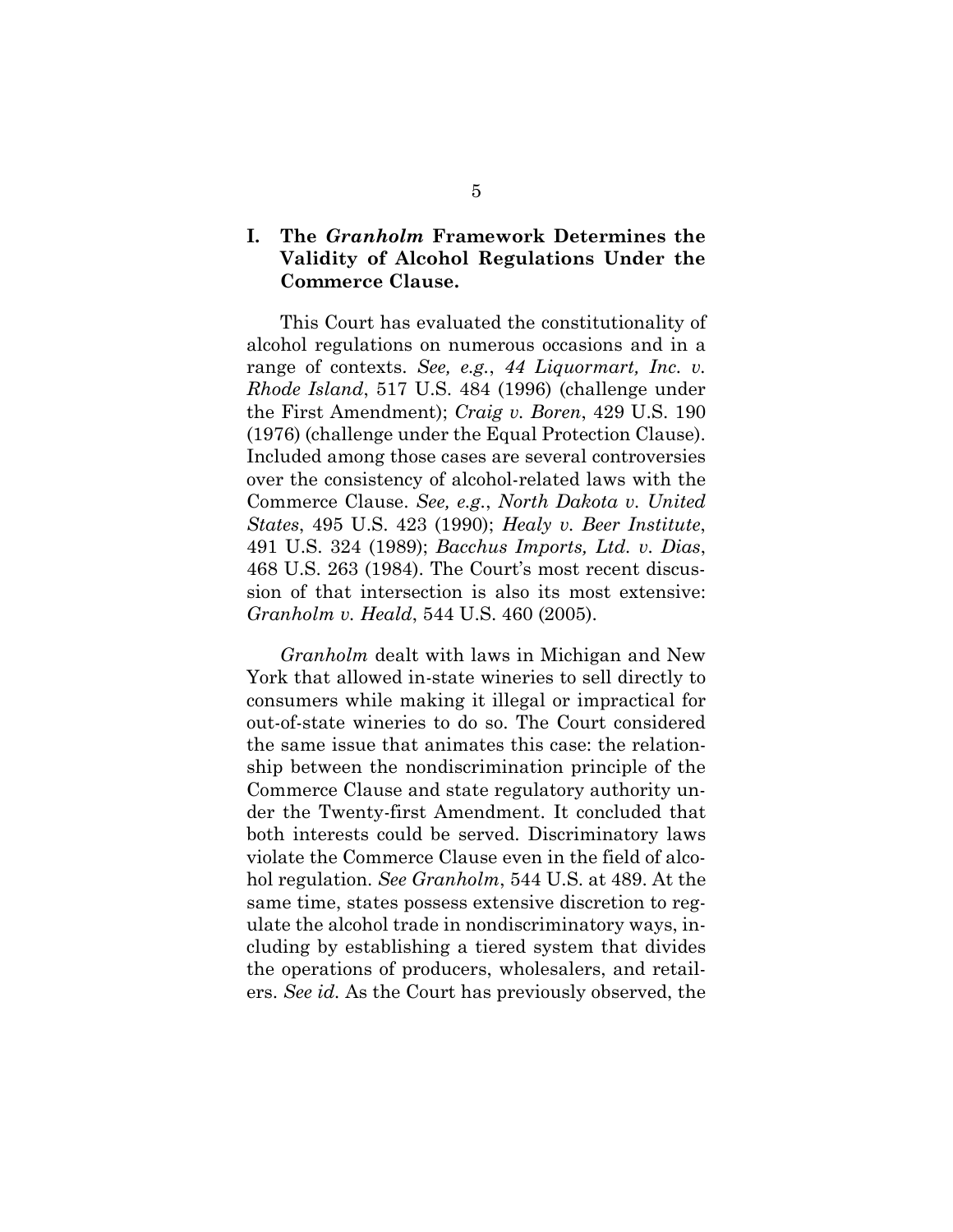## I. The *Granholm* Framework Determines the Validity of Alcohol Regulations Under the Commerce Clause.

This Court has evaluated the constitutionality of alcohol regulations on numerous occasions and in a range of contexts. *See, e.g.*, *44 Liquormart, Inc. v. Rhode Island*, 517 U.S. 484 (1996) (challenge under the First Amendment); *Craig v. Boren*, 429 U.S. 190 (1976) (challenge under the Equal Protection Clause). Included among those cases are several controversies over the consistency of alcohol-related laws with the Commerce Clause. *See, e.g.*, *North Dakota v. United States*, 495 U.S. 423 (1990); *Healy v. Beer Institute*, 491 U.S. 324 (1989); *Bacchus Imports, Ltd. v. Dias*, 468 U.S. 263 (1984). The Court's most recent discussion of that intersection is also its most extensive: *Granholm v. Heald*, 544 U.S. 460 (2005).

*Granholm* dealt with laws in Michigan and New York that allowed in-state wineries to sell directly to consumers while making it illegal or impractical for out-of-state wineries to do so. The Court considered the same issue that animates this case: the relationship between the nondiscrimination principle of the Commerce Clause and state regulatory authority under the Twenty-first Amendment. It concluded that both interests could be served. Discriminatory laws violate the Commerce Clause even in the field of alcohol regulation. *See Granholm*, 544 U.S. at 489. At the same time, states possess extensive discretion to regulate the alcohol trade in nondiscriminatory ways, including by establishing a tiered system that divides the operations of producers, wholesalers, and retailers. *See id.* As the Court has previously observed, the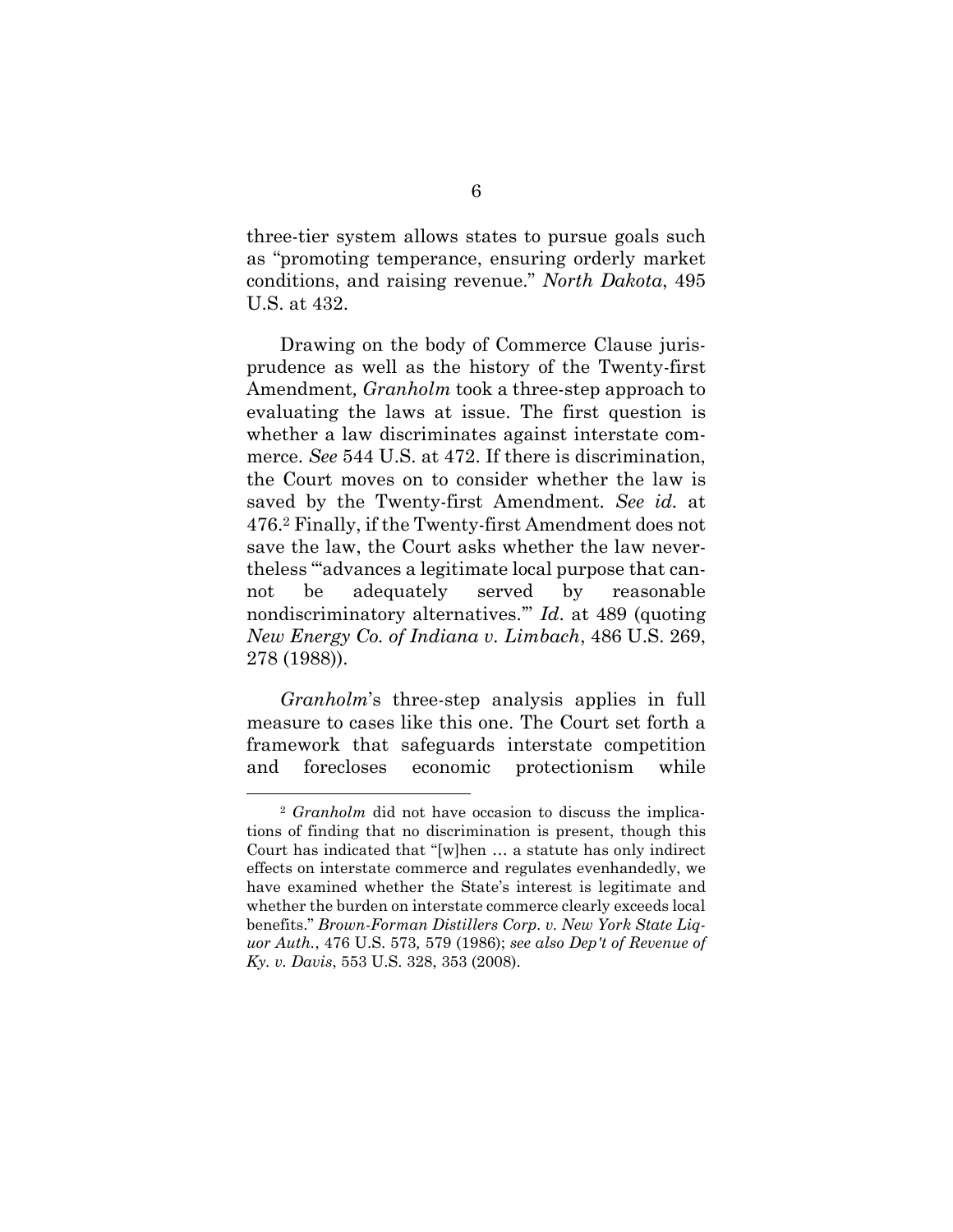three-tier system allows states to pursue goals such as "promoting temperance, ensuring orderly market conditions, and raising revenue." *North Dakota*, 495 U.S. at 432.

Drawing on the body of Commerce Clause jurisprudence as well as the history of the Twenty-first Amendment*, Granholm* took a three-step approach to evaluating the laws at issue. The first question is whether a law discriminates against interstate commerce. *See* 544 U.S. at 472. If there is discrimination, the Court moves on to consider whether the law is saved by the Twenty-first Amendment. *See id.* at 476.[2] Finally, if the Twenty-first Amendment does not save the law, the Court asks whether the law nevertheless "'advances a legitimate local purpose that cannot be adequately served by reasonable nondiscriminatory alternatives.'" *Id*. at 489 (quoting *New Energy Co. of Indiana v. Limbach*, 486 U.S. 269, 278 (1988)).

*Granholm*'s three-step analysis applies in full measure to cases like this one. The Court set forth a framework that safeguards interstate competition and forecloses economic protectionism while

[2] *Granholm* did not have occasion to discuss the implications of finding that no discrimination is present, though this Court has indicated that "[w]hen … a statute has only indirect effects on interstate commerce and regulates evenhandedly, we have examined whether the State's interest is legitimate and whether the burden on interstate commerce clearly exceeds local benefits." *Brown-Forman Distillers Corp. v. New York State Liquor Auth.*, 476 U.S. 573*,* 579 (1986); *see also Dep't of Revenue of Ky. v. Davis*, 553 U.S. 328, 353 (2008).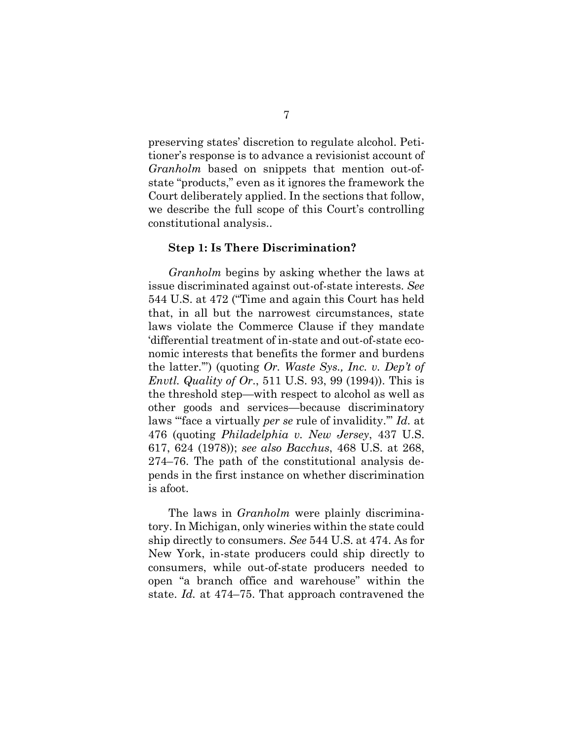preserving states' discretion to regulate alcohol. Petitioner's response is to advance a revisionist account of *Granholm* based on snippets that mention out-of-state "products," even as it ignores the framework the Court deliberately applied. In the sections that follow, we describe the full scope of this Court's controlling constitutional analysis..

**Step 1: Is There Discrimination?**

*Granholm* begins by asking whether the laws at issue discriminated against out-of-state interests. *See* 544 U.S. at 472 ("Time and again this Court has held that, in all but the narrowest circumstances, state laws violate the Commerce Clause if they mandate 'differential treatment of in-state and out-of-state economic interests that benefits the former and burdens the latter.'") (quoting *Or. Waste Sys., Inc. v. Dep't of Envtl. Quality of Or.*, 511 U.S. 93, 99 (1994)). This is the threshold step—with respect to alcohol as well as other goods and services—because discriminatory laws "'face a virtually *per se* rule of invalidity.'" *Id.* at 476 (quoting *Philadelphia v. New Jersey*, 437 U.S. 617, 624 (1978)); *see also Bacchus*, 468 U.S. at 268, 274–76. The path of the constitutional analysis depends in the first instance on whether discrimination is afoot.

The laws in *Granholm* were plainly discriminatory. In Michigan, only wineries within the state could ship directly to consumers. *See* 544 U.S. at 474. As for New York, in-state producers could ship directly to consumers, while out-of-state producers needed to open "a branch office and warehouse" within the state. *Id.* at 474–75. That approach contravened the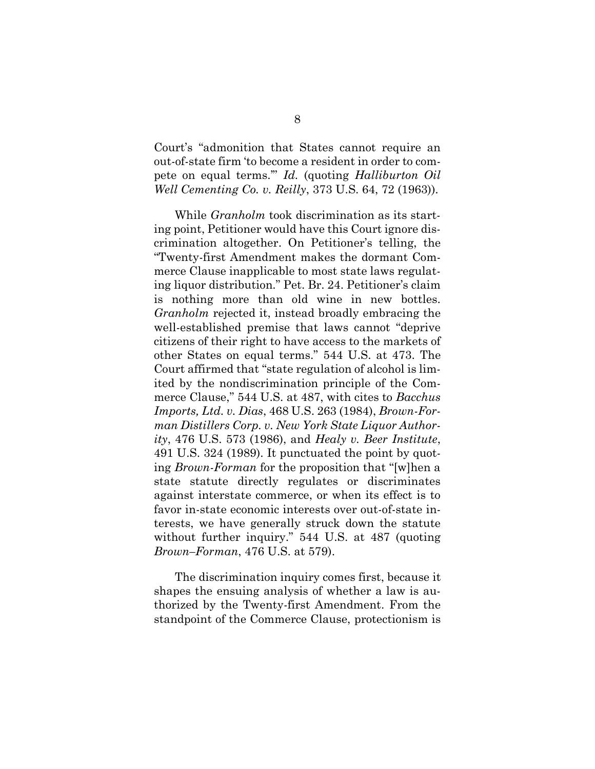Court's "admonition that States cannot require an out-of-state firm 'to become a resident in order to compete on equal terms.'" *Id.* (quoting *Halliburton Oil Well Cementing Co. v. Reilly*, 373 U.S. 64, 72 (1963)).

While *Granholm* took discrimination as its starting point, Petitioner would have this Court ignore discrimination altogether. On Petitioner's telling, the "Twenty-first Amendment makes the dormant Commerce Clause inapplicable to most state laws regulating liquor distribution." Pet. Br. 24. Petitioner's claim is nothing more than old wine in new bottles. *Granholm* rejected it, instead broadly embracing the well-established premise that laws cannot "deprive citizens of their right to have access to the markets of other States on equal terms." 544 U.S. at 473. The Court affirmed that "state regulation of alcohol is limited by the nondiscrimination principle of the Commerce Clause," 544 U.S. at 487, with cites to *Bacchus Imports, Ltd. v. Dias*, 468 U.S. 263 (1984), *Brown-Forman Distillers Corp. v. New York State Liquor Authority*, 476 U.S. 573 (1986), and *Healy v. Beer Institute*, 491 U.S. 324 (1989). It punctuated the point by quoting *Brown-Forman* for the proposition that "[w]hen a state statute directly regulates or discriminates against interstate commerce, or when its effect is to favor in-state economic interests over out-of-state interests, we have generally struck down the statute without further inquiry." 544 U.S. at 487 (quoting *Brown–Forman*, 476 U.S. at 579).

The discrimination inquiry comes first, because it shapes the ensuing analysis of whether a law is authorized by the Twenty-first Amendment. From the standpoint of the Commerce Clause, protectionism is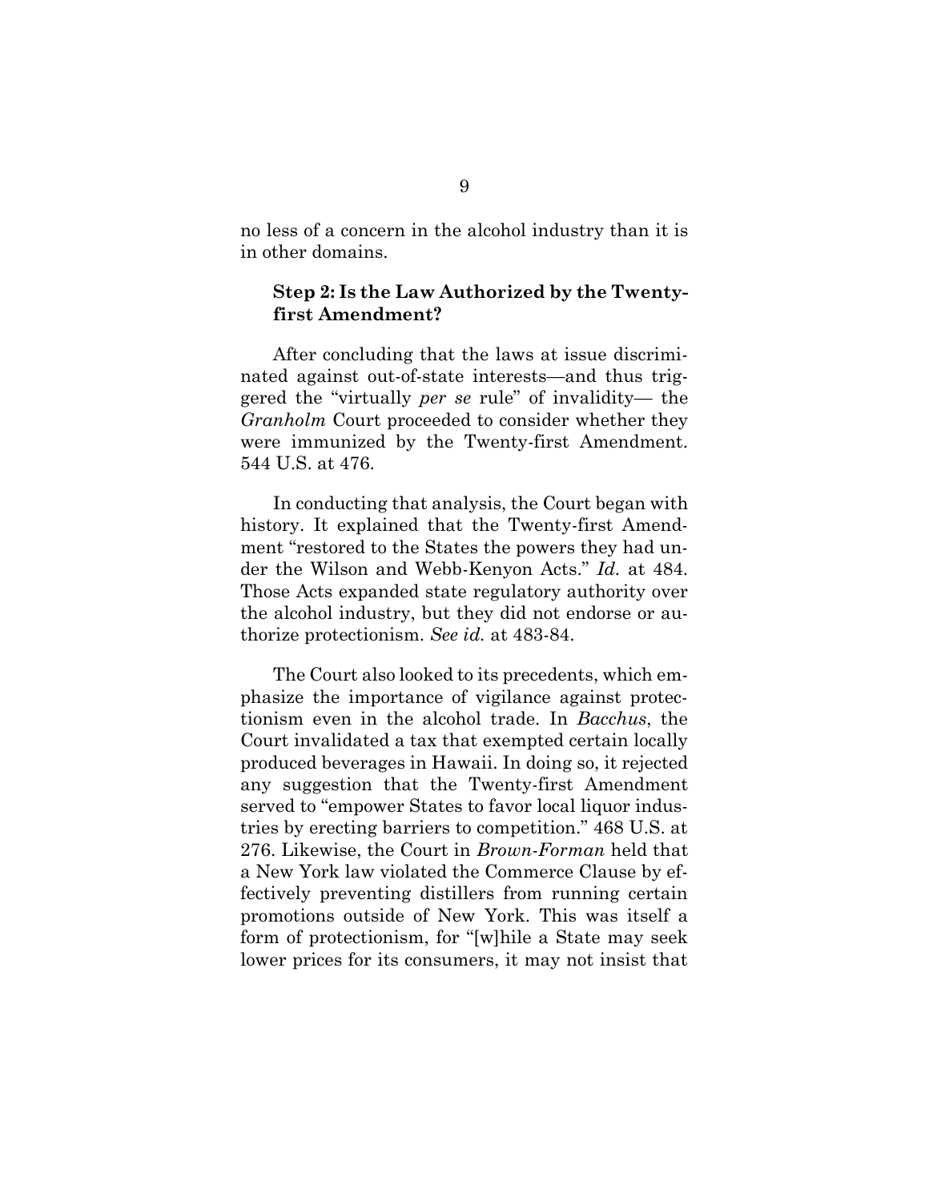no less of a concern in the alcohol industry than it is in other domains.

### Step 2: Is the Law Authorized by the Twenty-first Amendment?

After concluding that the laws at issue discriminated against out-of-state interests—and thus triggered the "virtually *per se* rule" of invalidity— the *Granholm* Court proceeded to consider whether they were immunized by the Twenty-first Amendment. 544 U.S. at 476.

In conducting that analysis, the Court began with history. It explained that the Twenty-first Amendment "restored to the States the powers they had under the Wilson and Webb-Kenyon Acts." *Id.* at 484. Those Acts expanded state regulatory authority over the alcohol industry, but they did not endorse or authorize protectionism. *See id.* at 483-84.

The Court also looked to its precedents, which emphasize the importance of vigilance against protectionism even in the alcohol trade. In *Bacchus*, the Court invalidated a tax that exempted certain locally produced beverages in Hawaii. In doing so, it rejected any suggestion that the Twenty-first Amendment served to "empower States to favor local liquor industries by erecting barriers to competition." 468 U.S. at 276. Likewise, the Court in *Brown-Forman* held that a New York law violated the Commerce Clause by effectively preventing distillers from running certain promotions outside of New York. This was itself a form of protectionism, for "[w]hile a State may seek lower prices for its consumers, it may not insist that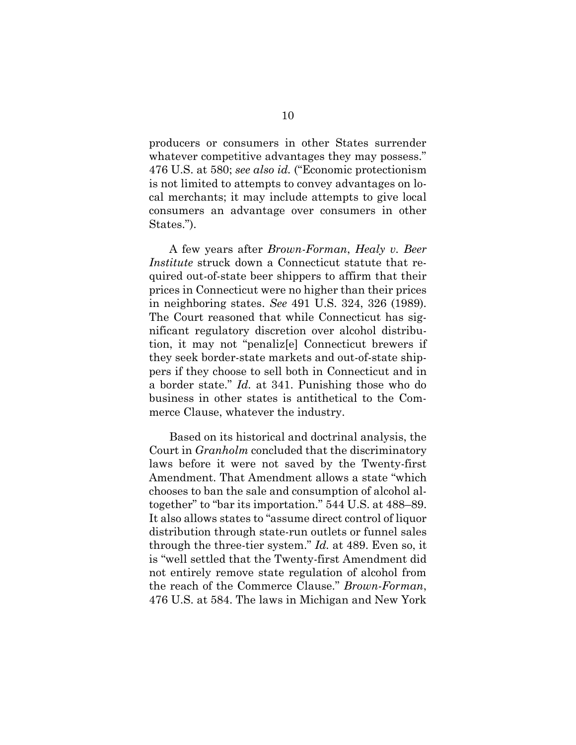producers or consumers in other States surrender whatever competitive advantages they may possess." 476 U.S. at 580; *see also id.* ("Economic protectionism is not limited to attempts to convey advantages on local merchants; it may include attempts to give local consumers an advantage over consumers in other States.").

A few years after *Brown-Forman*, *Healy v. Beer Institute* struck down a Connecticut statute that required out-of-state beer shippers to affirm that their prices in Connecticut were no higher than their prices in neighboring states. *See* 491 U.S. 324, 326 (1989). The Court reasoned that while Connecticut has significant regulatory discretion over alcohol distribution, it may not "penaliz[e] Connecticut brewers if they seek border-state markets and out-of-state shippers if they choose to sell both in Connecticut and in a border state." *Id.* at 341. Punishing those who do business in other states is antithetical to the Commerce Clause, whatever the industry.

Based on its historical and doctrinal analysis, the Court in *Granholm* concluded that the discriminatory laws before it were not saved by the Twenty-first Amendment. That Amendment allows a state "which chooses to ban the sale and consumption of alcohol altogether" to "bar its importation." 544 U.S. at 488–89. It also allows states to "assume direct control of liquor distribution through state-run outlets or funnel sales through the three-tier system." *Id.* at 489. Even so, it is "well settled that the Twenty-first Amendment did not entirely remove state regulation of alcohol from the reach of the Commerce Clause." *Brown-Forman*, 476 U.S. at 584. The laws in Michigan and New York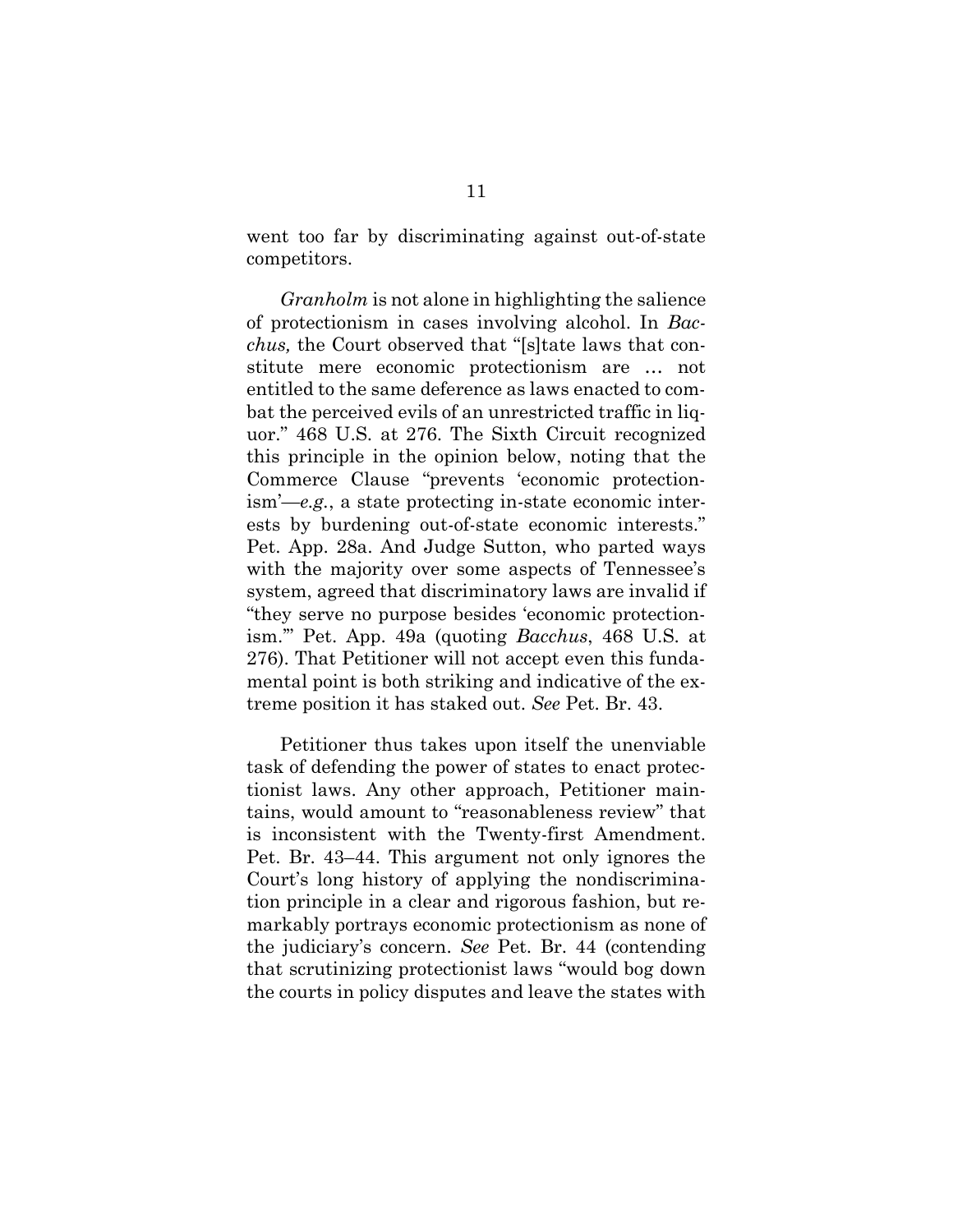went too far by discriminating against out-of-state competitors.

*Granholm* is not alone in highlighting the salience of protectionism in cases involving alcohol. In *Bacchus,* the Court observed that "[s]tate laws that constitute mere economic protectionism are … not entitled to the same deference as laws enacted to combat the perceived evils of an unrestricted traffic in liquor." 468 U.S. at 276. The Sixth Circuit recognized this principle in the opinion below, noting that the Commerce Clause "prevents 'economic protectionism'—*e.g.*, a state protecting in-state economic interests by burdening out-of-state economic interests." Pet. App. 28a. And Judge Sutton, who parted ways with the majority over some aspects of Tennessee's system, agreed that discriminatory laws are invalid if "they serve no purpose besides 'economic protectionism.'" Pet. App. 49a (quoting *Bacchus*, 468 U.S. at 276). That Petitioner will not accept even this fundamental point is both striking and indicative of the extreme position it has staked out. *See* Pet. Br. 43.

Petitioner thus takes upon itself the unenviable task of defending the power of states to enact protectionist laws. Any other approach, Petitioner maintains, would amount to "reasonableness review" that is inconsistent with the Twenty-first Amendment. Pet. Br. 43–44. This argument not only ignores the Court's long history of applying the nondiscrimination principle in a clear and rigorous fashion, but remarkably portrays economic protectionism as none of the judiciary's concern. *See* Pet. Br. 44 (contending that scrutinizing protectionist laws "would bog down the courts in policy disputes and leave the states with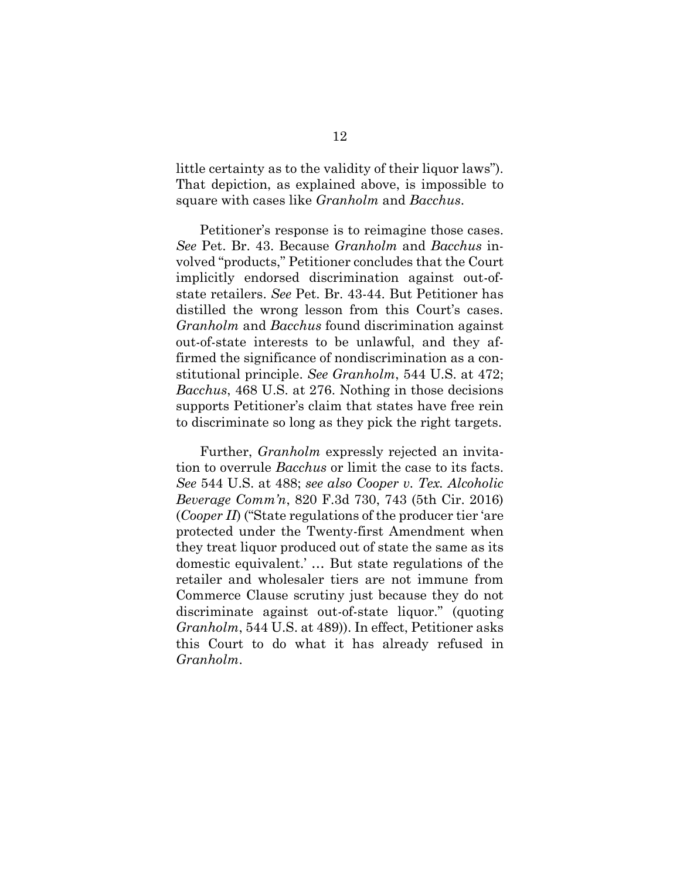little certainty as to the validity of their liquor laws"). That depiction, as explained above, is impossible to square with cases like *Granholm* and *Bacchus*.

Petitioner's response is to reimagine those cases. *See* Pet. Br. 43. Because *Granholm* and *Bacchus* involved "products," Petitioner concludes that the Court implicitly endorsed discrimination against out-of-state retailers. *See* Pet. Br. 43-44. But Petitioner has distilled the wrong lesson from this Court's cases. *Granholm* and *Bacchus* found discrimination against out-of-state interests to be unlawful, and they affirmed the significance of nondiscrimination as a constitutional principle. *See Granholm*, 544 U.S. at 472; *Bacchus*, 468 U.S. at 276. Nothing in those decisions supports Petitioner's claim that states have free rein to discriminate so long as they pick the right targets.

Further, *Granholm* expressly rejected an invitation to overrule *Bacchus* or limit the case to its facts. *See* 544 U.S. at 488; *see also Cooper v. Tex. Alcoholic Beverage Comm'n*, 820 F.3d 730, 743 (5th Cir. 2016) (*Cooper II*) ("State regulations of the producer tier 'are protected under the Twenty-first Amendment when they treat liquor produced out of state the same as its domestic equivalent.' … But state regulations of the retailer and wholesaler tiers are not immune from Commerce Clause scrutiny just because they do not discriminate against out-of-state liquor." (quoting *Granholm*, 544 U.S. at 489)). In effect, Petitioner asks this Court to do what it has already refused in *Granholm*.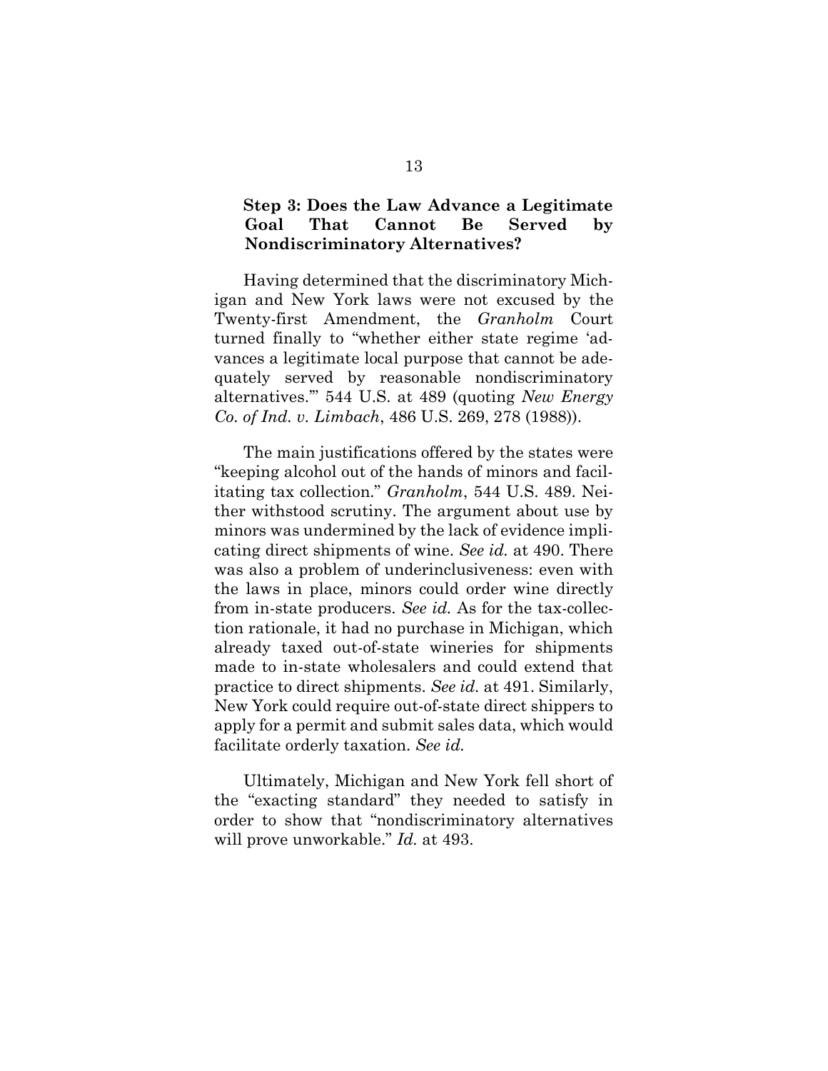### Step 3: Does the Law Advance a Legitimate Goal That Cannot Be Served by Nondiscriminatory Alternatives?

Having determined that the discriminatory Michigan and New York laws were not excused by the Twenty-first Amendment, the *Granholm* Court turned finally to "whether either state regime 'advances a legitimate local purpose that cannot be adequately served by reasonable nondiscriminatory alternatives.'" 544 U.S. at 489 (quoting *New Energy Co. of Ind. v. Limbach*, 486 U.S. 269, 278 (1988)).

The main justifications offered by the states were "keeping alcohol out of the hands of minors and facilitating tax collection." *Granholm*, 544 U.S. 489. Neither withstood scrutiny. The argument about use by minors was undermined by the lack of evidence implicating direct shipments of wine. *See id.* at 490. There was also a problem of underinclusiveness: even with the laws in place, minors could order wine directly from in-state producers. *See id.* As for the tax-collection rationale, it had no purchase in Michigan, which already taxed out-of-state wineries for shipments made to in-state wholesalers and could extend that practice to direct shipments. *See id.* at 491. Similarly, New York could require out-of-state direct shippers to apply for a permit and submit sales data, which would facilitate orderly taxation. *See id.*

Ultimately, Michigan and New York fell short of the "exacting standard" they needed to satisfy in order to show that "nondiscriminatory alternatives will prove unworkable." *Id.* at 493.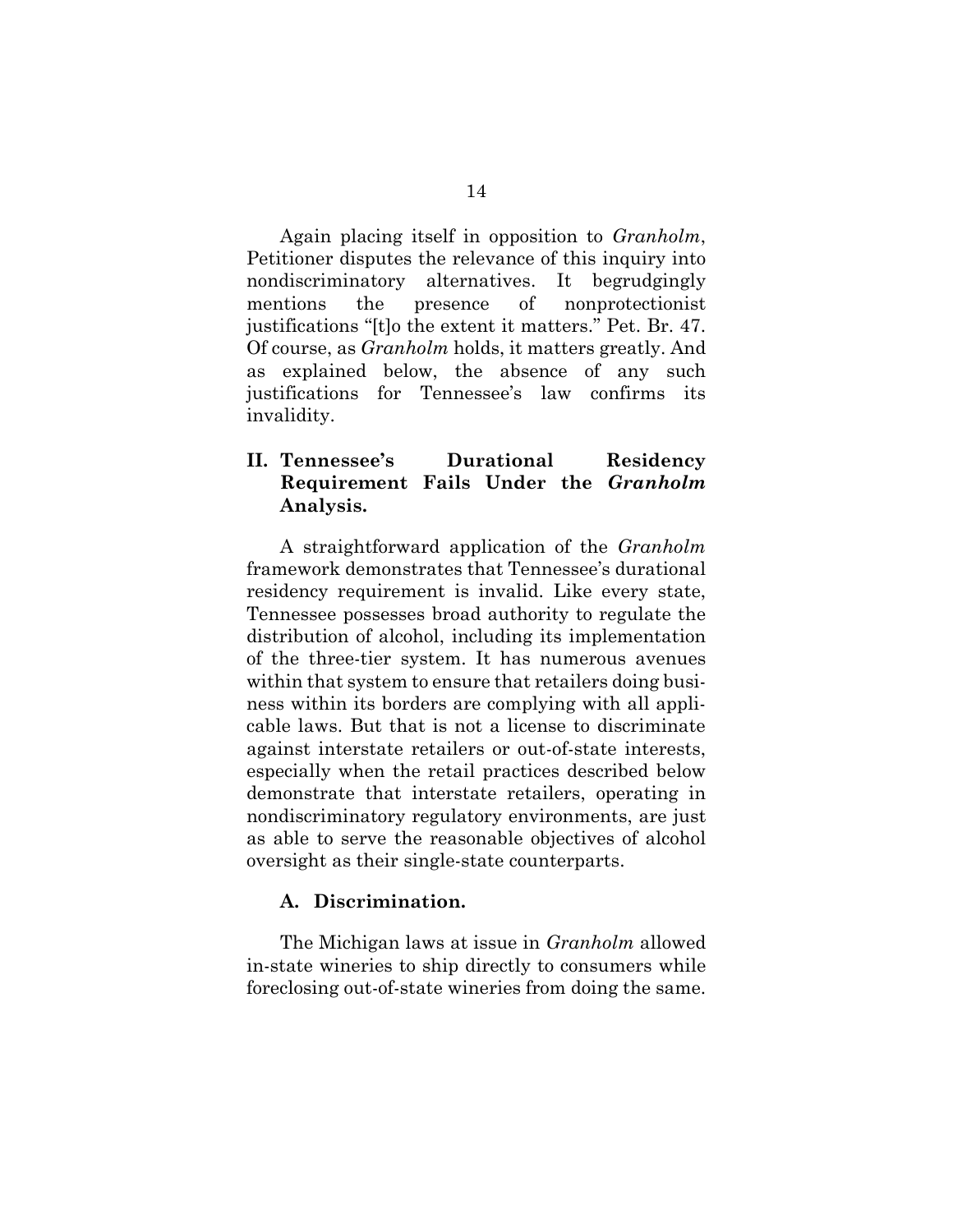Again placing itself in opposition to *Granholm*, Petitioner disputes the relevance of this inquiry into nondiscriminatory alternatives. It begrudgingly mentions the presence of nonprotectionist justifications "[t]o the extent it matters." Pet. Br. 47. Of course, as *Granholm* holds, it matters greatly. And as explained below, the absence of any such justifications for Tennessee's law confirms its invalidity.

## II. Tennessee's Durational Residency Requirement Fails Under the *Granholm* Analysis.

A straightforward application of the *Granholm* framework demonstrates that Tennessee's durational residency requirement is invalid. Like every state, Tennessee possesses broad authority to regulate the distribution of alcohol, including its implementation of the three-tier system. It has numerous avenues within that system to ensure that retailers doing business within its borders are complying with all applicable laws. But that is not a license to discriminate against interstate retailers or out-of-state interests, especially when the retail practices described below demonstrate that interstate retailers, operating in nondiscriminatory regulatory environments, are just as able to serve the reasonable objectives of alcohol oversight as their single-state counterparts.

### A. Discrimination.

The Michigan laws at issue in *Granholm* allowed in-state wineries to ship directly to consumers while foreclosing out-of-state wineries from doing the same.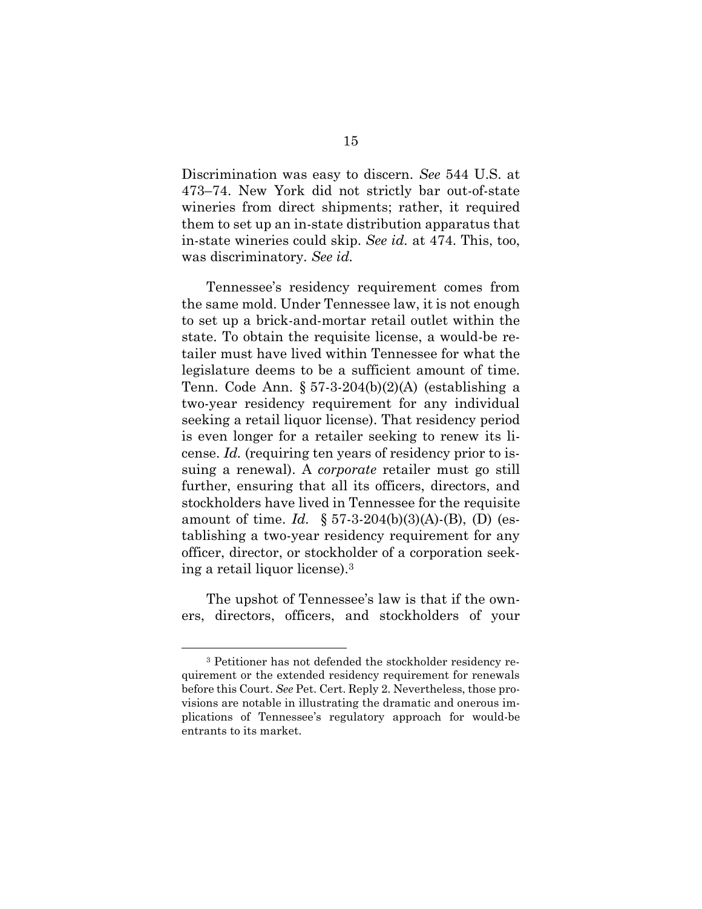Discrimination was easy to discern. *See* 544 U.S. at 473–74. New York did not strictly bar out-of-state wineries from direct shipments; rather, it required them to set up an in-state distribution apparatus that in-state wineries could skip. *See id.* at 474. This, too, was discriminatory. *See id.*

Tennessee's residency requirement comes from the same mold. Under Tennessee law, it is not enough to set up a brick-and-mortar retail outlet within the state. To obtain the requisite license, a would-be retailer must have lived within Tennessee for what the legislature deems to be a sufficient amount of time. Tenn. Code Ann. § 57-3-204(b)(2)(A) (establishing a two-year residency requirement for any individual seeking a retail liquor license). That residency period is even longer for a retailer seeking to renew its license. *Id.* (requiring ten years of residency prior to issuing a renewal). A *corporate* retailer must go still further, ensuring that all its officers, directors, and stockholders have lived in Tennessee for the requisite amount of time. *Id.* § 57-3-204(b)(3)(A)-(B), (D) (establishing a two-year residency requirement for any officer, director, or stockholder of a corporation seeking a retail liquor license).[3]

The upshot of Tennessee's law is that if the owners, directors, officers, and stockholders of your

---

[3] Petitioner has not defended the stockholder residency requirement or the extended residency requirement for renewals before this Court. *See* Pet. Cert. Reply 2. Nevertheless, those provisions are notable in illustrating the dramatic and onerous implications of Tennessee's regulatory approach for would-be entrants to its market.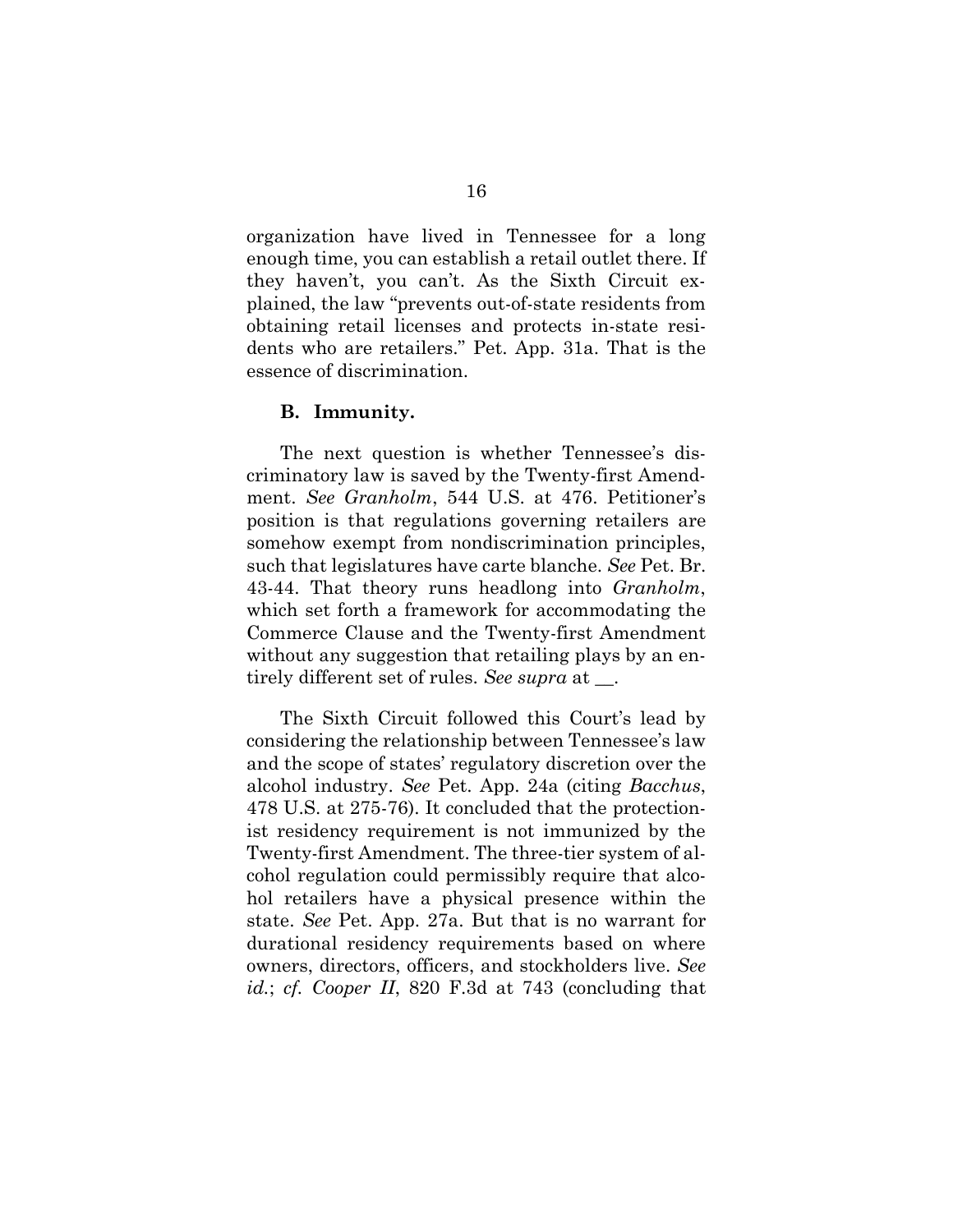organization have lived in Tennessee for a long enough time, you can establish a retail outlet there. If they haven't, you can't. As the Sixth Circuit explained, the law "prevents out-of-state residents from obtaining retail licenses and protects in-state residents who are retailers." Pet. App. 31a. That is the essence of discrimination.

### B. Immunity.

The next question is whether Tennessee's discriminatory law is saved by the Twenty-first Amendment. *See Granholm*, 544 U.S. at 476. Petitioner's position is that regulations governing retailers are somehow exempt from nondiscrimination principles, such that legislatures have carte blanche. *See* Pet. Br. 43-44. That theory runs headlong into *Granholm*, which set forth a framework for accommodating the Commerce Clause and the Twenty-first Amendment without any suggestion that retailing plays by an entirely different set of rules. *See supra* at __.

The Sixth Circuit followed this Court's lead by considering the relationship between Tennessee's law and the scope of states' regulatory discretion over the alcohol industry. *See* Pet. App. 24a (citing *Bacchus*, 478 U.S. at 275-76). It concluded that the protectionist residency requirement is not immunized by the Twenty-first Amendment. The three-tier system of alcohol regulation could permissibly require that alcohol retailers have a physical presence within the state. *See* Pet. App. 27a. But that is no warrant for durational residency requirements based on where owners, directors, officers, and stockholders live. *See id.*; *cf. Cooper II*, 820 F.3d at 743 (concluding that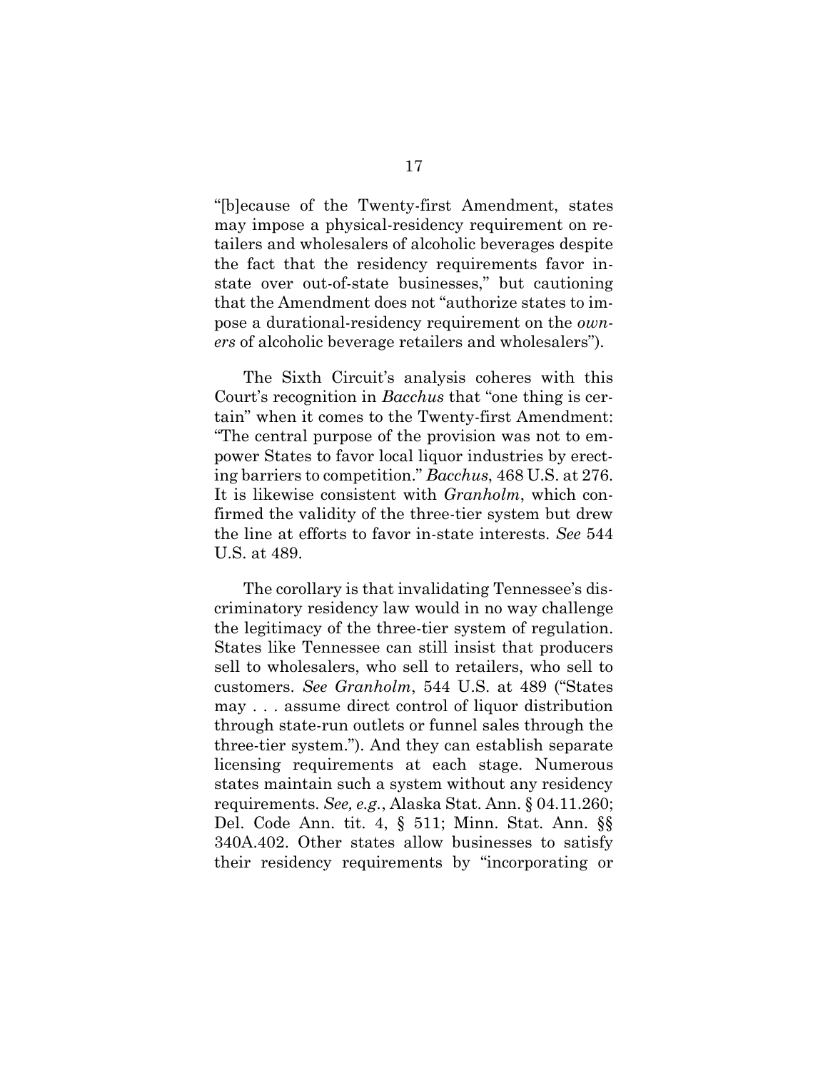"[b]ecause of the Twenty-first Amendment, states may impose a physical-residency requirement on retailers and wholesalers of alcoholic beverages despite the fact that the residency requirements favor in-state over out-of-state businesses," but cautioning that the Amendment does not "authorize states to impose a durational-residency requirement on the *owners* of alcoholic beverage retailers and wholesalers").

The Sixth Circuit's analysis coheres with this Court's recognition in *Bacchus* that "one thing is certain" when it comes to the Twenty-first Amendment: "The central purpose of the provision was not to empower States to favor local liquor industries by erecting barriers to competition." *Bacchus*, 468 U.S. at 276. It is likewise consistent with *Granholm*, which confirmed the validity of the three-tier system but drew the line at efforts to favor in-state interests. *See* 544 U.S. at 489.

The corollary is that invalidating Tennessee's discriminatory residency law would in no way challenge the legitimacy of the three-tier system of regulation. States like Tennessee can still insist that producers sell to wholesalers, who sell to retailers, who sell to customers. *See Granholm*, 544 U.S. at 489 ("States may . . . assume direct control of liquor distribution through state-run outlets or funnel sales through the three-tier system."). And they can establish separate licensing requirements at each stage. Numerous states maintain such a system without any residency requirements. *See, e.g.*, Alaska Stat. Ann. § 04.11.260; Del. Code Ann. tit. 4, § 511; Minn. Stat. Ann. §§ 340A.402. Other states allow businesses to satisfy their residency requirements by "incorporating or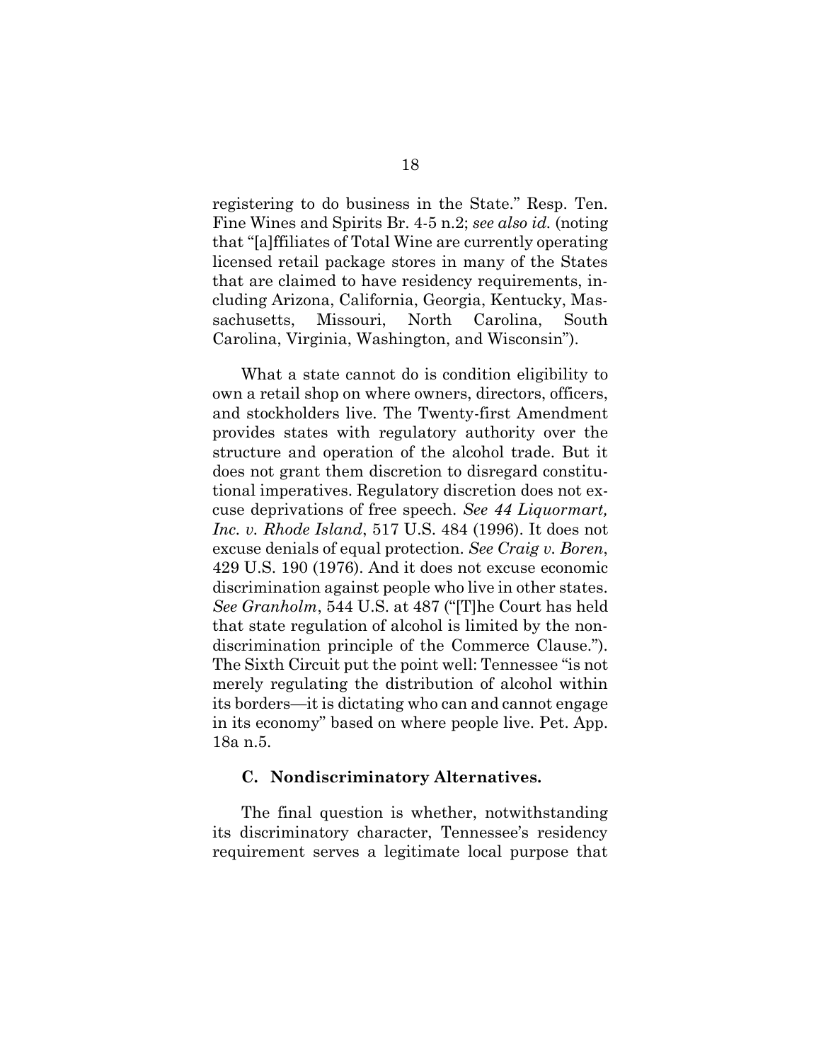registering to do business in the State." Resp. Ten. Fine Wines and Spirits Br. 4-5 n.2; *see also id.* (noting that "[a]ffiliates of Total Wine are currently operating licensed retail package stores in many of the States that are claimed to have residency requirements, including Arizona, California, Georgia, Kentucky, Massachusetts, Missouri, North Carolina, South Carolina, Virginia, Washington, and Wisconsin").

What a state cannot do is condition eligibility to own a retail shop on where owners, directors, officers, and stockholders live. The Twenty-first Amendment provides states with regulatory authority over the structure and operation of the alcohol trade. But it does not grant them discretion to disregard constitutional imperatives. Regulatory discretion does not excuse deprivations of free speech. *See 44 Liquormart, Inc. v. Rhode Island*, 517 U.S. 484 (1996). It does not excuse denials of equal protection. *See Craig v. Boren*, 429 U.S. 190 (1976). And it does not excuse economic discrimination against people who live in other states. *See Granholm*, 544 U.S. at 487 ("[T]he Court has held that state regulation of alcohol is limited by the nondiscrimination principle of the Commerce Clause."). The Sixth Circuit put the point well: Tennessee "is not merely regulating the distribution of alcohol within its borders—it is dictating who can and cannot engage in its economy" based on where people live. Pet. App. 18a n.5.

### C. Nondiscriminatory Alternatives.

The final question is whether, notwithstanding its discriminatory character, Tennessee's residency requirement serves a legitimate local purpose that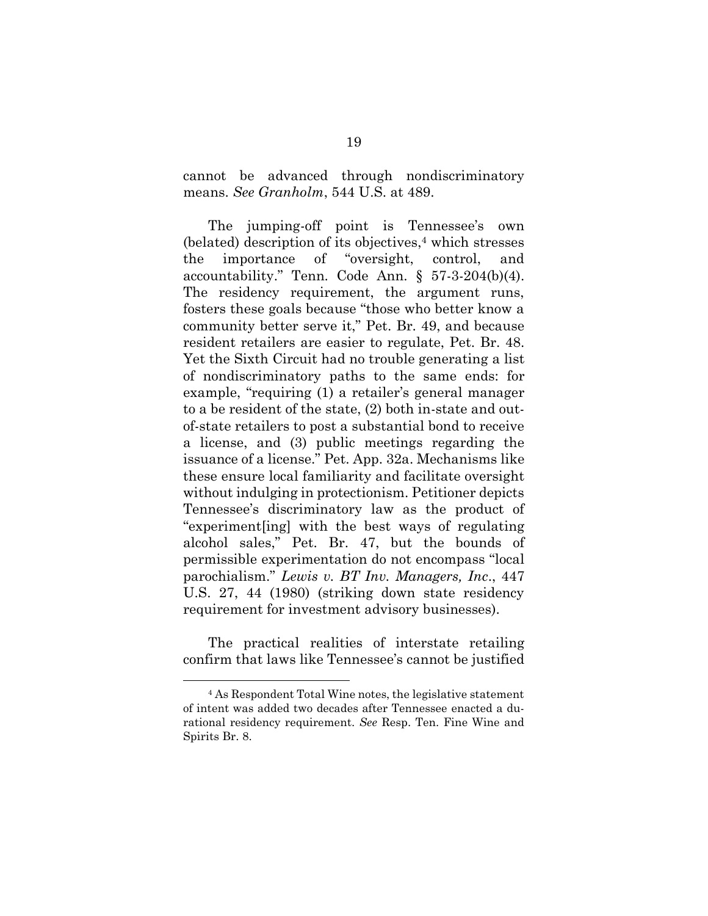cannot be advanced through nondiscriminatory means. *See Granholm*, 544 U.S. at 489.

The jumping-off point is Tennessee's own (belated) description of its objectives,[4] which stresses the importance of "oversight, control, and accountability." Tenn. Code Ann. § 57-3-204(b)(4). The residency requirement, the argument runs, fosters these goals because "those who better know a community better serve it," Pet. Br. 49, and because resident retailers are easier to regulate, Pet. Br. 48. Yet the Sixth Circuit had no trouble generating a list of nondiscriminatory paths to the same ends: for example, "requiring (1) a retailer's general manager to a be resident of the state, (2) both in-state and out-of-state retailers to post a substantial bond to receive a license, and (3) public meetings regarding the issuance of a license." Pet. App. 32a. Mechanisms like these ensure local familiarity and facilitate oversight without indulging in protectionism. Petitioner depicts Tennessee's discriminatory law as the product of "experiment[ing] with the best ways of regulating alcohol sales," Pet. Br. 47, but the bounds of permissible experimentation do not encompass "local parochialism." *Lewis v. BT Inv. Managers, Inc*., 447 U.S. 27, 44 (1980) (striking down state residency requirement for investment advisory businesses).

The practical realities of interstate retailing confirm that laws like Tennessee's cannot be justified

[4] As Respondent Total Wine notes, the legislative statement of intent was added two decades after Tennessee enacted a durational residency requirement. *See* Resp. Ten. Fine Wine and Spirits Br. 8.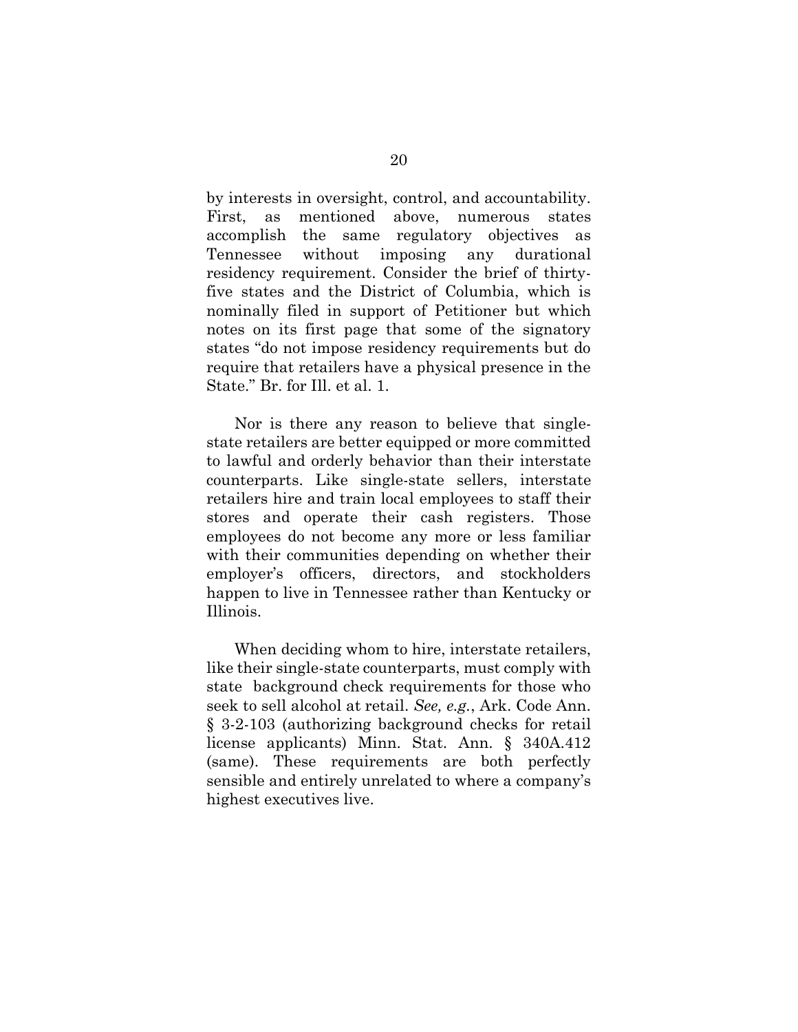by interests in oversight, control, and accountability. First, as mentioned above, numerous states accomplish the same regulatory objectives as Tennessee without imposing any durational residency requirement. Consider the brief of thirty-five states and the District of Columbia, which is nominally filed in support of Petitioner but which notes on its first page that some of the signatory states "do not impose residency requirements but do require that retailers have a physical presence in the State." Br. for Ill. et al. 1.

Nor is there any reason to believe that single-state retailers are better equipped or more committed to lawful and orderly behavior than their interstate counterparts. Like single-state sellers, interstate retailers hire and train local employees to staff their stores and operate their cash registers. Those employees do not become any more or less familiar with their communities depending on whether their employer's officers, directors, and stockholders happen to live in Tennessee rather than Kentucky or Illinois.

When deciding whom to hire, interstate retailers, like their single-state counterparts, must comply with state background check requirements for those who seek to sell alcohol at retail. *See, e.g.*, Ark. Code Ann. § 3-2-103 (authorizing background checks for retail license applicants) Minn. Stat. Ann. § 340A.412 (same). These requirements are both perfectly sensible and entirely unrelated to where a company's highest executives live.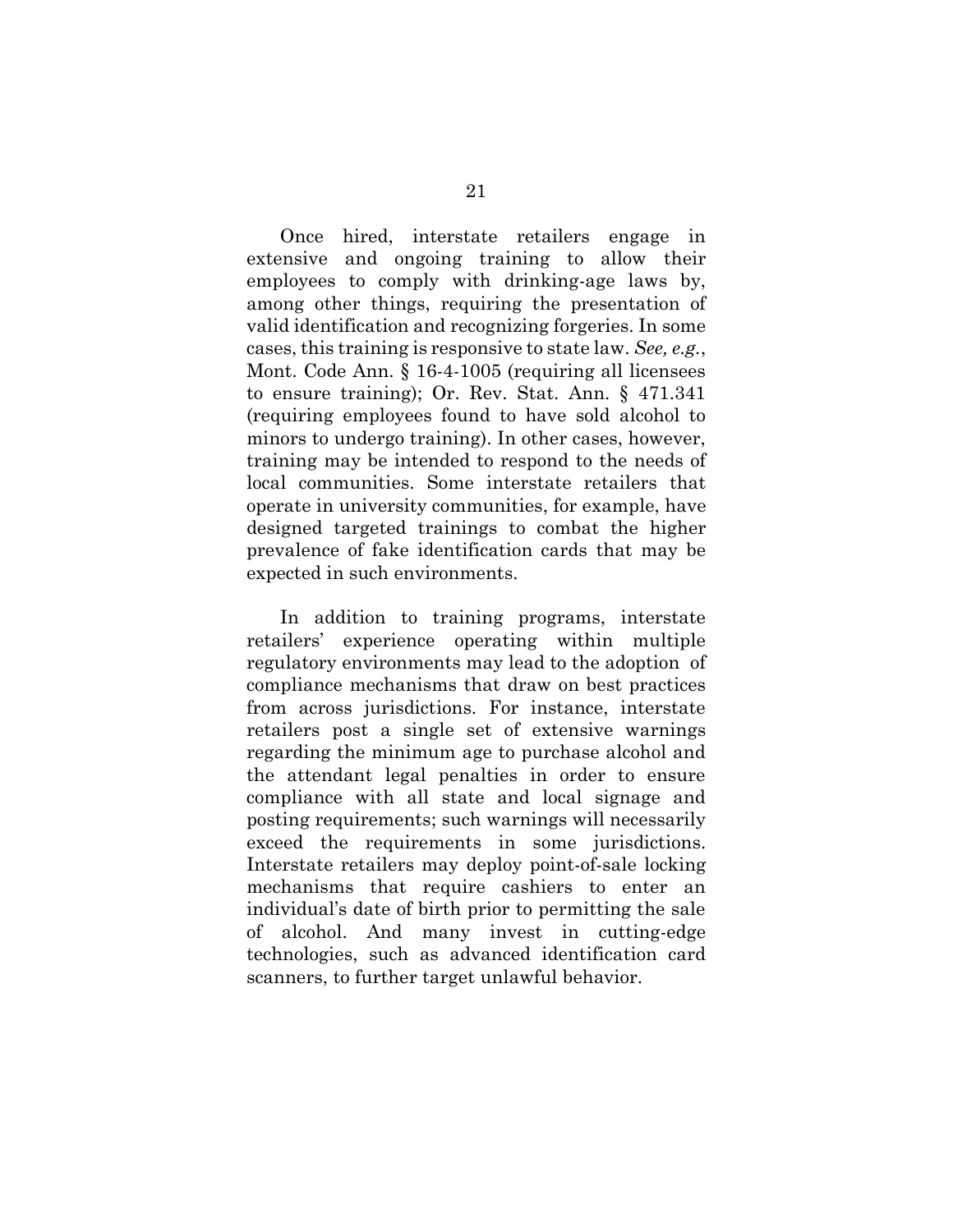Once hired, interstate retailers engage in extensive and ongoing training to allow their employees to comply with drinking-age laws by, among other things, requiring the presentation of valid identification and recognizing forgeries. In some cases, this training is responsive to state law. *See, e.g.*, Mont. Code Ann. § 16-4-1005 (requiring all licensees to ensure training); Or. Rev. Stat. Ann. § 471.341 (requiring employees found to have sold alcohol to minors to undergo training). In other cases, however, training may be intended to respond to the needs of local communities. Some interstate retailers that operate in university communities, for example, have designed targeted trainings to combat the higher prevalence of fake identification cards that may be expected in such environments.

In addition to training programs, interstate retailers' experience operating within multiple regulatory environments may lead to the adoption of compliance mechanisms that draw on best practices from across jurisdictions. For instance, interstate retailers post a single set of extensive warnings regarding the minimum age to purchase alcohol and the attendant legal penalties in order to ensure compliance with all state and local signage and posting requirements; such warnings will necessarily exceed the requirements in some jurisdictions. Interstate retailers may deploy point-of-sale locking mechanisms that require cashiers to enter an individual's date of birth prior to permitting the sale of alcohol. And many invest in cutting-edge technologies, such as advanced identification card scanners, to further target unlawful behavior.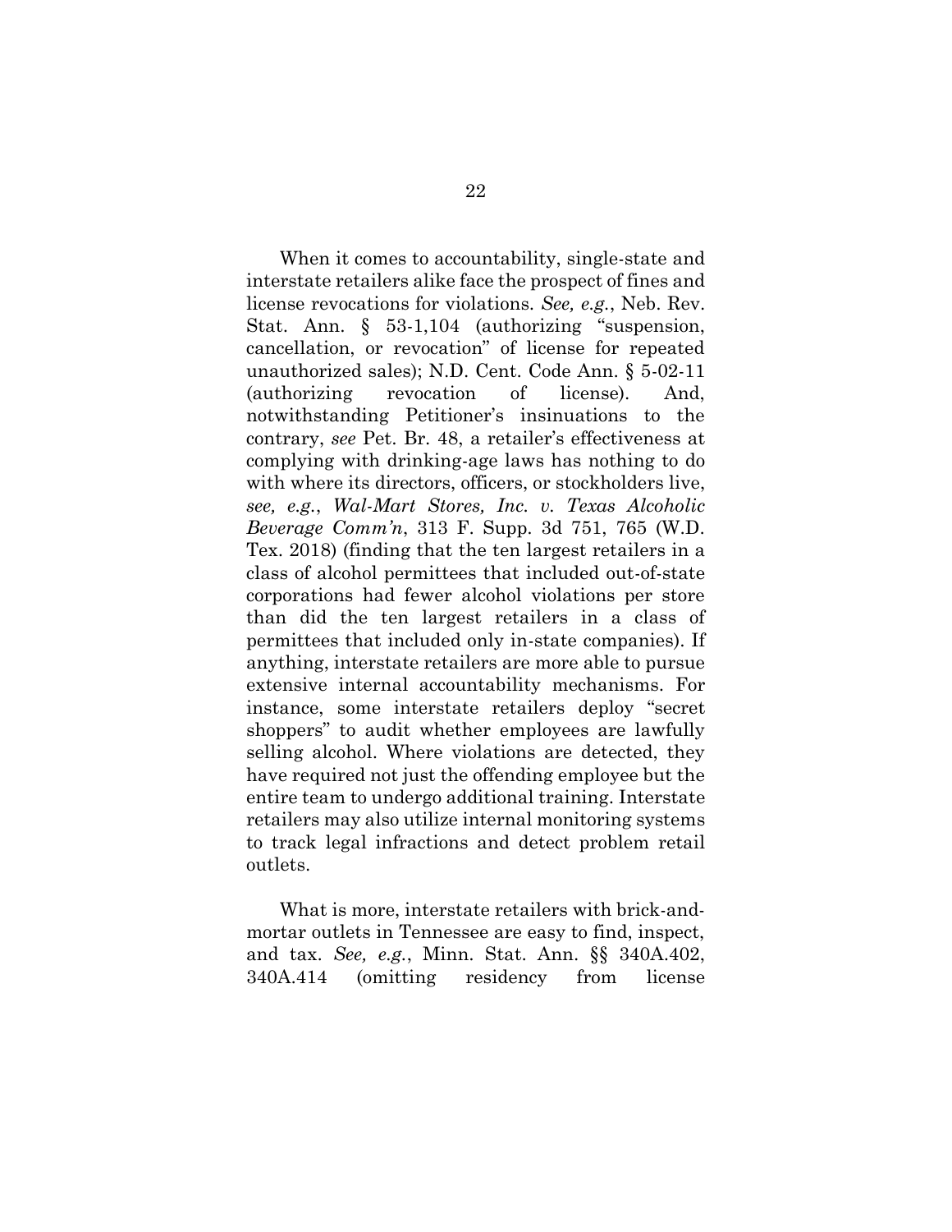When it comes to accountability, single-state and interstate retailers alike face the prospect of fines and license revocations for violations. *See, e.g.*, Neb. Rev. Stat. Ann. § 53-1,104 (authorizing "suspension, cancellation, or revocation" of license for repeated unauthorized sales); N.D. Cent. Code Ann. § 5-02-11 (authorizing revocation of license). And, notwithstanding Petitioner's insinuations to the contrary, *see* Pet. Br. 48, a retailer's effectiveness at complying with drinking-age laws has nothing to do with where its directors, officers, or stockholders live, *see, e.g.*, *Wal-Mart Stores, Inc. v. Texas Alcoholic Beverage Comm'n*, 313 F. Supp. 3d 751, 765 (W.D. Tex. 2018) (finding that the ten largest retailers in a class of alcohol permittees that included out-of-state corporations had fewer alcohol violations per store than did the ten largest retailers in a class of permittees that included only in-state companies). If anything, interstate retailers are more able to pursue extensive internal accountability mechanisms. For instance, some interstate retailers deploy "secret shoppers" to audit whether employees are lawfully selling alcohol. Where violations are detected, they have required not just the offending employee but the entire team to undergo additional training. Interstate retailers may also utilize internal monitoring systems to track legal infractions and detect problem retail outlets.

What is more, interstate retailers with brick-and-mortar outlets in Tennessee are easy to find, inspect, and tax. *See, e.g.*, Minn. Stat. Ann. §§ 340A.402, 340A.414 (omitting residency from license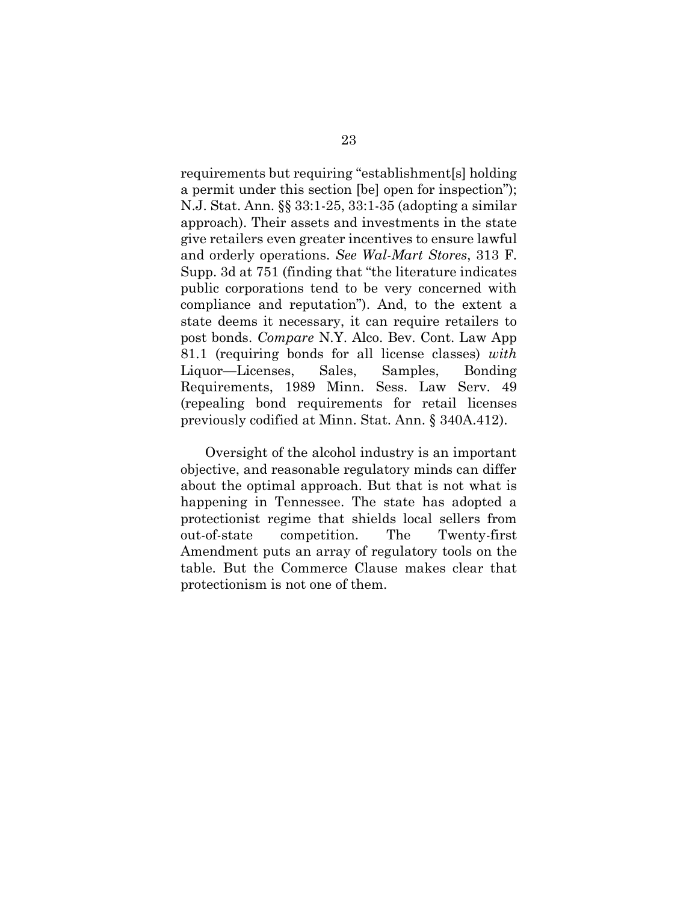requirements but requiring "establishment[s] holding a permit under this section [be] open for inspection"); N.J. Stat. Ann. §§ 33:1-25, 33:1-35 (adopting a similar approach). Their assets and investments in the state give retailers even greater incentives to ensure lawful and orderly operations. *See Wal-Mart Stores*, 313 F. Supp. 3d at 751 (finding that "the literature indicates public corporations tend to be very concerned with compliance and reputation"). And, to the extent a state deems it necessary, it can require retailers to post bonds. *Compare* N.Y. Alco. Bev. Cont. Law App 81.1 (requiring bonds for all license classes) *with* Liquor—Licenses, Sales, Samples, Bonding Requirements, 1989 Minn. Sess. Law Serv. 49 (repealing bond requirements for retail licenses previously codified at Minn. Stat. Ann. § 340A.412).

Oversight of the alcohol industry is an important objective, and reasonable regulatory minds can differ about the optimal approach. But that is not what is happening in Tennessee. The state has adopted a protectionist regime that shields local sellers from out-of-state competition. The Twenty-first Amendment puts an array of regulatory tools on the table. But the Commerce Clause makes clear that protectionism is not one of them.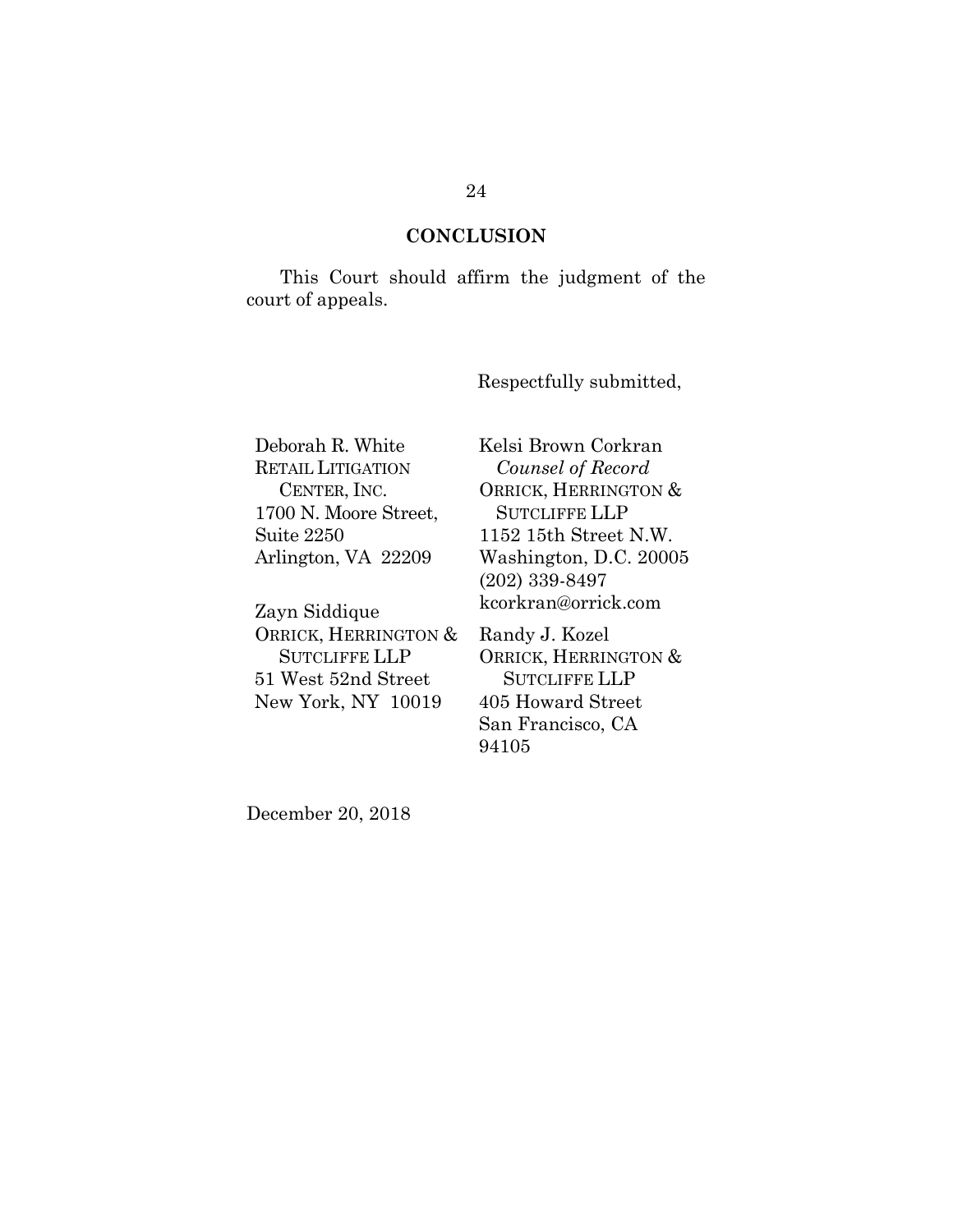## CONCLUSION

This Court should affirm the judgment of the court of appeals.

Respectfully submitted,

Deborah R. White
RETAIL LITIGATION CENTER, INC.
1700 N. Moore Street,
Suite 2250
Arlington, VA 22209

Zayn Siddique
ORRICK, HERRINGTON & SUTCLIFFE LLP
51 West 52nd Street
New York, NY 10019

Kelsi Brown Corkran
*Counsel of Record*
ORRICK, HERRINGTON & SUTCLIFFE LLP
1152 15th Street N.W.
Washington, D.C. 20005
(202) 339-8497
kcorkran@orrick.com

Randy J. Kozel
ORRICK, HERRINGTON & SUTCLIFFE LLP
405 Howard Street
San Francisco, CA
94105

December 20, 2018